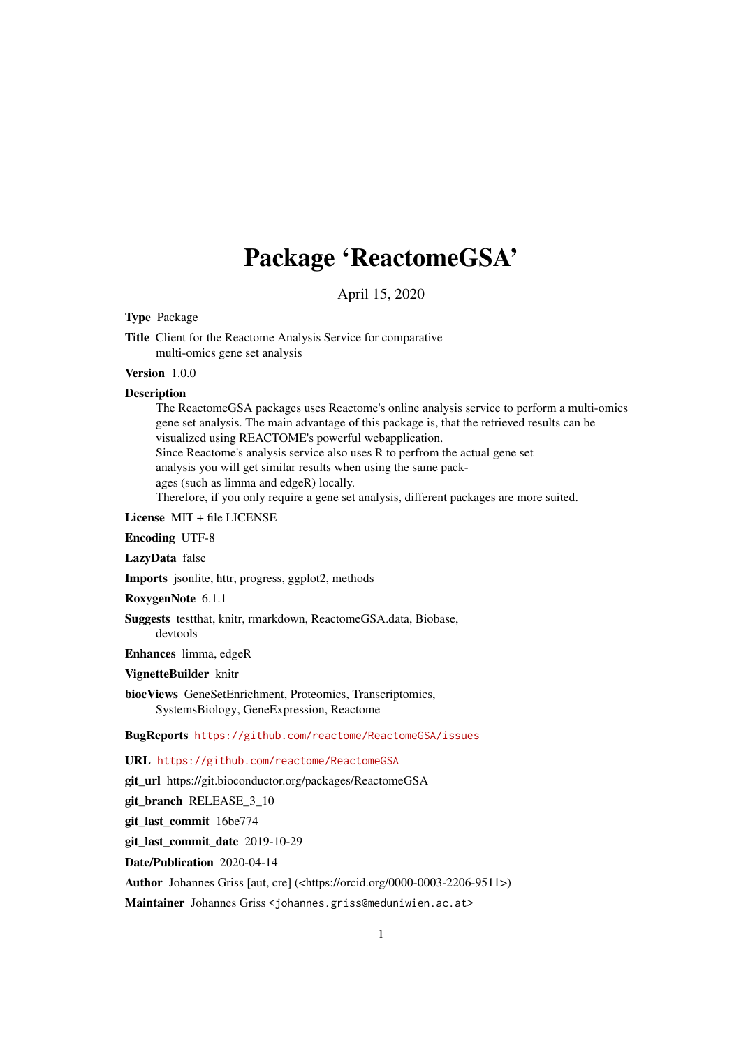# Package 'ReactomeGSA'

April 15, 2020

**Type** Package

**Title** Client for the Reactome Analysis Service for comparative multi-omics gene set analysis

**Version** 1.0.0

**Description**
The ReactomeGSA packages uses Reactome's online analysis service to perform a multi-omics gene set analysis. The main advantage of this package is, that the retrieved results can be visualized using REACTOME's powerful webapplication.
Since Reactome's analysis service also uses R to perfrom the actual gene set analysis you will get similar results when using the same packages (such as limma and edgeR) locally.
Therefore, if you only require a gene set analysis, different packages are more suited.

**License** MIT + file LICENSE

**Encoding** UTF-8

**LazyData** false

**Imports** jsonlite, httr, progress, ggplot2, methods

**RoxygenNote** 6.1.1

**Suggests** testthat, knitr, rmarkdown, ReactomeGSA.data, Biobase, devtools

**Enhances** limma, edgeR

**VignetteBuilder** knitr

**biocViews** GeneSetEnrichment, Proteomics, Transcriptomics, SystemsBiology, GeneExpression, Reactome

**BugReports** https://github.com/reactome/ReactomeGSA/issues

**URL** https://github.com/reactome/ReactomeGSA

**git_url** https://git.bioconductor.org/packages/ReactomeGSA

**git_branch** RELEASE_3_10

**git_last_commit** 16be774

**git_last_commit_date** 2019-10-29

**Date/Publication** 2020-04-14

**Author** Johannes Griss [aut, cre] (<https://orcid.org/0000-0003-2206-9511>)

**Maintainer** Johannes Griss <johannes.griss@meduniwien.ac.at>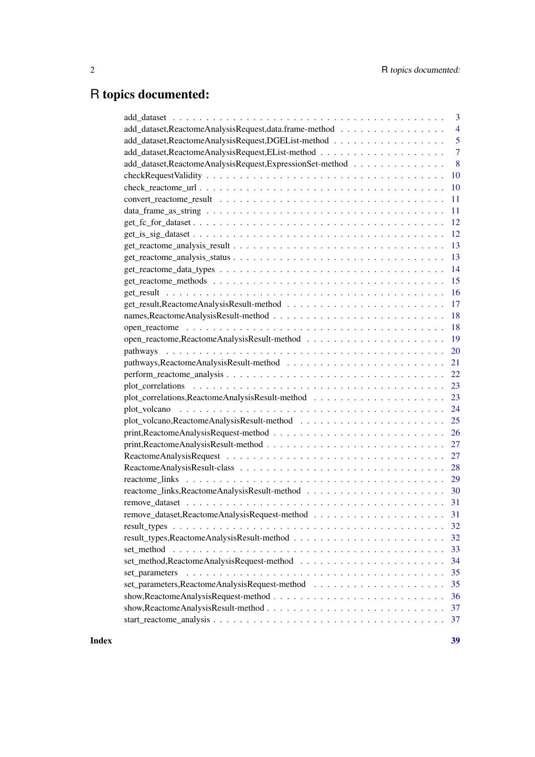# R topics documented:

| | |
|---|---|
| add_dataset | 3 |
| add_dataset,ReactomeAnalysisRequest,data.frame-method | 4 |
| add_dataset,ReactomeAnalysisRequest,DGEList-method | 5 |
| add_dataset,ReactomeAnalysisRequest,EList-method | 7 |
| add_dataset,ReactomeAnalysisRequest,ExpressionSet-method | 8 |
| checkRequestValidity | 10 |
| check_reactome_url | 10 |
| convert_reactome_result | 11 |
| data_frame_as_string | 11 |
| get_fc_for_dataset | 12 |
| get_is_sig_dataset | 12 |
| get_reactome_analysis_result | 13 |
| get_reactome_analysis_status | 13 |
| get_reactome_data_types | 14 |
| get_reactome_methods | 15 |
| get_result | 16 |
| get_result,ReactomeAnalysisResult-method | 17 |
| names,ReactomeAnalysisResult-method | 18 |
| open_reactome | 18 |
| open_reactome,ReactomeAnalysisResult-method | 19 |
| pathways | 20 |
| pathways,ReactomeAnalysisResult-method | 21 |
| perform_reactome_analysis | 22 |
| plot_correlations | 23 |
| plot_correlations,ReactomeAnalysisResult-method | 23 |
| plot_volcano | 24 |
| plot_volcano,ReactomeAnalysisResult-method | 25 |
| print,ReactomeAnalysisRequest-method | 26 |
| print,ReactomeAnalysisResult-method | 27 |
| ReactomeAnalysisRequest | 27 |
| ReactomeAnalysisResult-class | 28 |
| reactome_links | 29 |
| reactome_links,ReactomeAnalysisResult-method | 30 |
| remove_dataset | 31 |
| remove_dataset,ReactomeAnalysisRequest-method | 31 |
| result_types | 32 |
| result_types,ReactomeAnalysisResult-method | 32 |
| set_method | 33 |
| set_method,ReactomeAnalysisRequest-method | 34 |
| set_parameters | 35 |
| set_parameters,ReactomeAnalysisRequest-method | 35 |
| show,ReactomeAnalysisRequest-method | 36 |
| show,ReactomeAnalysisResult-method | 37 |
| start_reactome_analysis | 37 |

**Index** **39**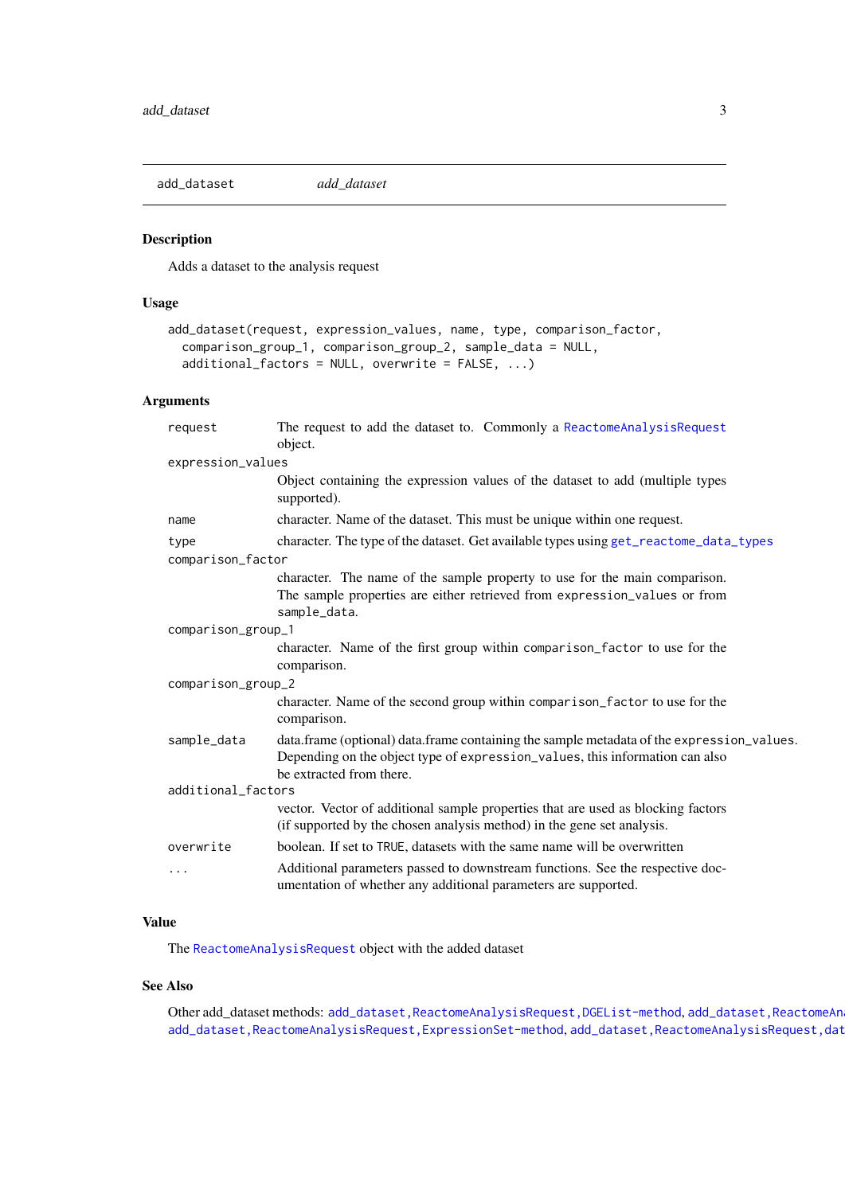add_dataset *add_dataset*

## Description

Adds a dataset to the analysis request

## Usage

```
add_dataset(request, expression_values, name, type, comparison_factor,
  comparison_group_1, comparison_group_2, sample_data = NULL,
  additional_factors = NULL, overwrite = FALSE, ...)
```

## Arguments

| | |
|---|---|
| `request` | The request to add the dataset to. Commonly a `ReactomeAnalysisRequest` object. |
| `expression_values` | Object containing the expression values of the dataset to add (multiple types supported). |
| `name` | character. Name of the dataset. This must be unique within one request. |
| `type` | character. The type of the dataset. Get available types using `get_reactome_data_types` |
| `comparison_factor` | character. The name of the sample property to use for the main comparison. The sample properties are either retrieved from `expression_values` or from `sample_data`. |
| `comparison_group_1` | character. Name of the first group within `comparison_factor` to use for the comparison. |
| `comparison_group_2` | character. Name of the second group within `comparison_factor` to use for the comparison. |
| `sample_data` | data.frame (optional) data.frame containing the sample metadata of the `expression_values`. Depending on the object type of `expression_values`, this information can also be extracted from there. |
| `additional_factors` | vector. Vector of additional sample properties that are used as blocking factors (if supported by the chosen analysis method) in the gene set analysis. |
| `overwrite` | boolean. If set to `TRUE`, datasets with the same name will be overwritten |
| `...` | Additional parameters passed to downstream functions. See the respective documentation of whether any additional parameters are supported. |

## Value

The `ReactomeAnalysisRequest` object with the added dataset

## See Also

Other add_dataset methods: `add_dataset,ReactomeAnalysisRequest,DGEList-method`, `add_dataset,ReactomeAna`
`add_dataset,ReactomeAnalysisRequest,ExpressionSet-method`, `add_dataset,ReactomeAnalysisRequest,dat`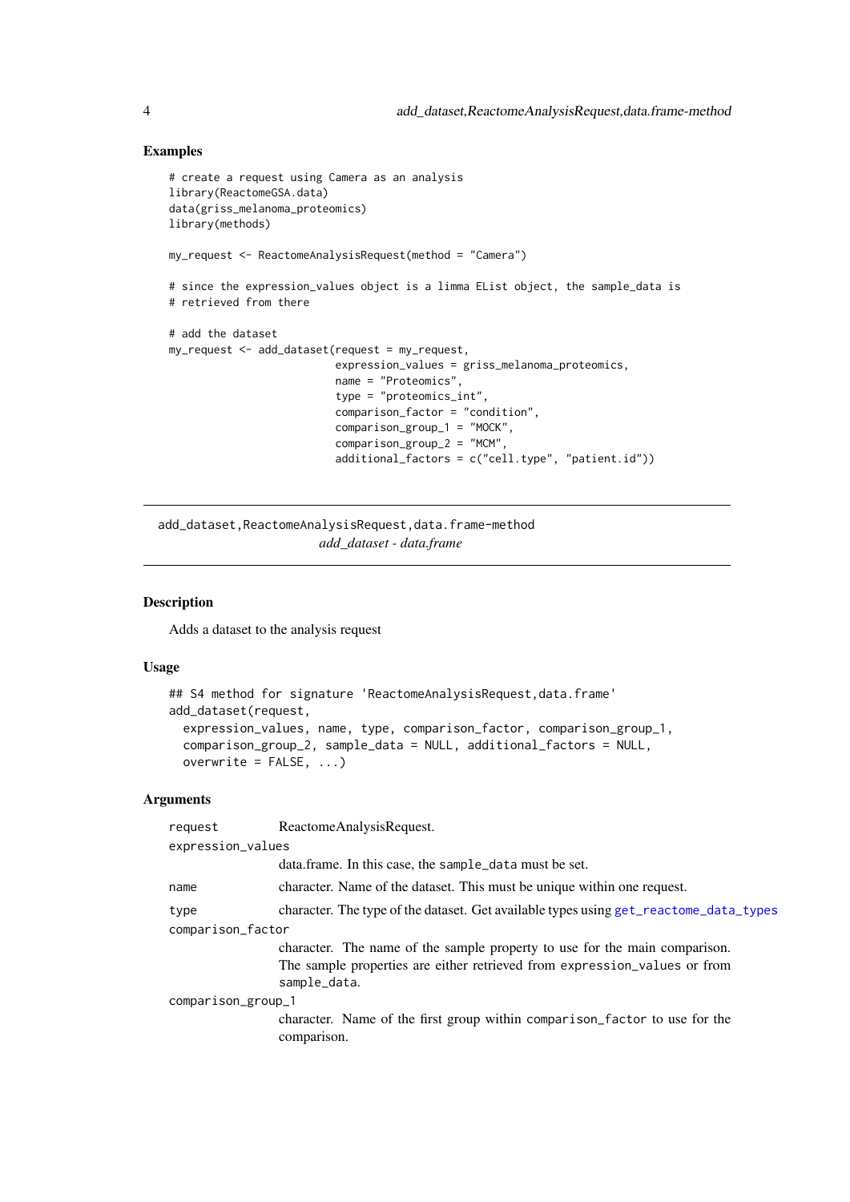### Examples

```
# create a request using Camera as an analysis
library(ReactomeGSA.data)
data(griss_melanoma_proteomics)
library(methods)

my_request <- ReactomeAnalysisRequest(method = "Camera")

# since the expression_values object is a limma EList object, the sample_data is
# retrieved from there

# add the dataset
my_request <- add_dataset(request = my_request,
                          expression_values = griss_melanoma_proteomics,
                          name = "Proteomics",
                          type = "proteomics_int",
                          comparison_factor = "condition",
                          comparison_group_1 = "MOCK",
                          comparison_group_2 = "MCM",
                          additional_factors = c("cell.type", "patient.id"))
```

---

## add_dataset,ReactomeAnalysisRequest,data.frame-method

*add_dataset - data.frame*

---

### Description

Adds a dataset to the analysis request

### Usage

```
## S4 method for signature 'ReactomeAnalysisRequest,data.frame'
add_dataset(request,
  expression_values, name, type, comparison_factor, comparison_group_1,
  comparison_group_2, sample_data = NULL, additional_factors = NULL,
  overwrite = FALSE, ...)
```

### Arguments

`request`
: ReactomeAnalysisRequest.

`expression_values`
: data.frame. In this case, the `sample_data` must be set.

`name`
: character. Name of the dataset. This must be unique within one request.

`type`
: character. The type of the dataset. Get available types using `get_reactome_data_types`

`comparison_factor`
: character. The name of the sample property to use for the main comparison. The sample properties are either retrieved from `expression_values` or from `sample_data`.

`comparison_group_1`
: character. Name of the first group within `comparison_factor` to use for the comparison.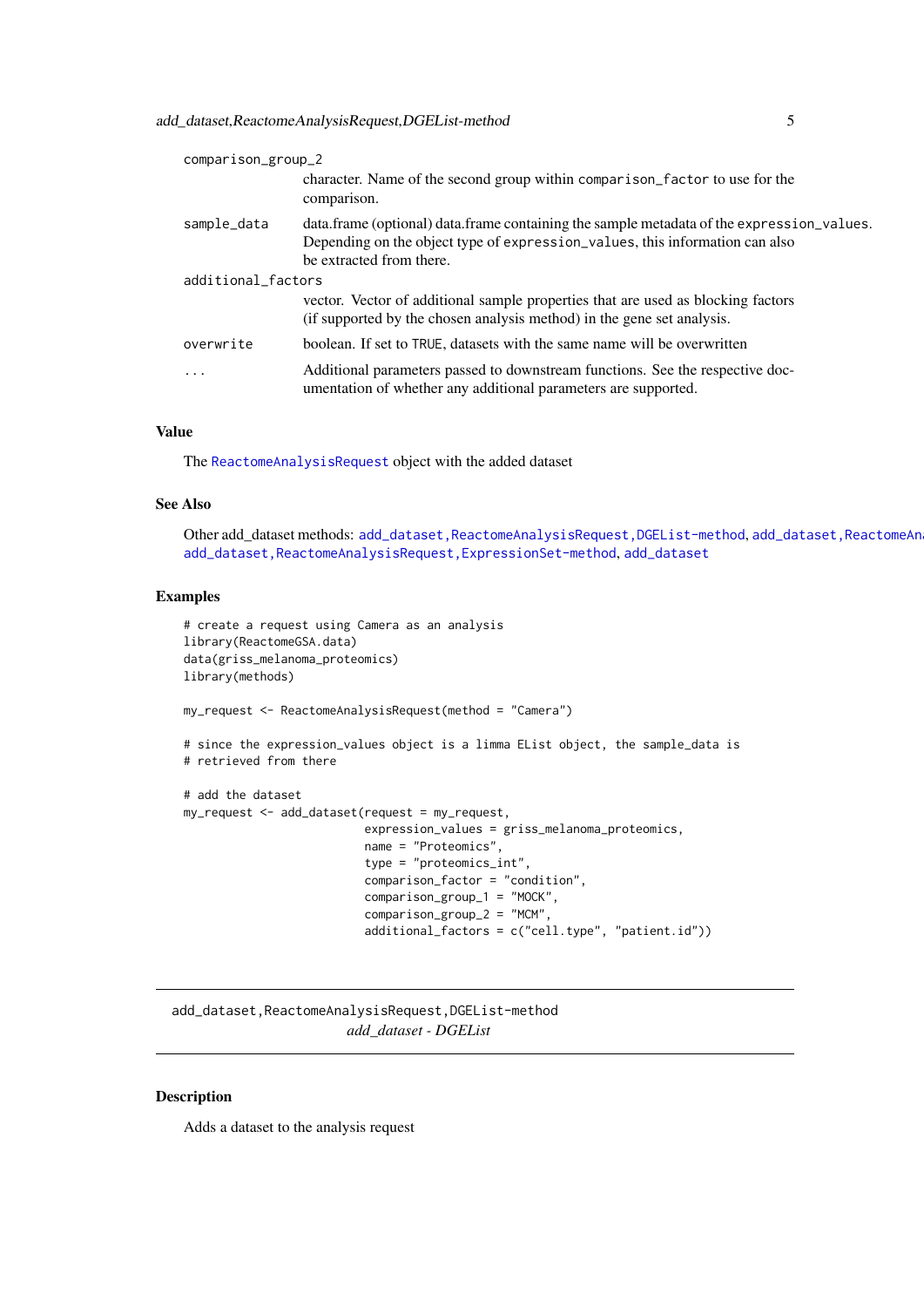| | |
|---|---|
| `comparison_group_2` | character. Name of the second group within `comparison_factor` to use for the comparison. |
| `sample_data` | data.frame (optional) data.frame containing the sample metadata of the `expression_values`. Depending on the object type of `expression_values`, this information can also be extracted from there. |
| `additional_factors` | vector. Vector of additional sample properties that are used as blocking factors (if supported by the chosen analysis method) in the gene set analysis. |
| `overwrite` | boolean. If set to `TRUE`, datasets with the same name will be overwritten |
| `...` | Additional parameters passed to downstream functions. See the respective documentation of whether any additional parameters are supported. |

## Value

The `ReactomeAnalysisRequest` object with the added dataset

## See Also

Other add_dataset methods: `add_dataset,ReactomeAnalysisRequest,DGEList-method`, `add_dataset,ReactomeAn`
`add_dataset,ReactomeAnalysisRequest,ExpressionSet-method`, `add_dataset`

## Examples

```
# create a request using Camera as an analysis
library(ReactomeGSA.data)
data(griss_melanoma_proteomics)
library(methods)

my_request <- ReactomeAnalysisRequest(method = "Camera")

# since the expression_values object is a limma EList object, the sample_data is
# retrieved from there

# add the dataset
my_request <- add_dataset(request = my_request,
                          expression_values = griss_melanoma_proteomics,
                          name = "Proteomics",
                          type = "proteomics_int",
                          comparison_factor = "condition",
                          comparison_group_1 = "MOCK",
                          comparison_group_2 = "MCM",
                          additional_factors = c("cell.type", "patient.id"))
```

---

# `add_dataset,ReactomeAnalysisRequest,DGEList-method`
*add_dataset - DGEList*

---

## Description

Adds a dataset to the analysis request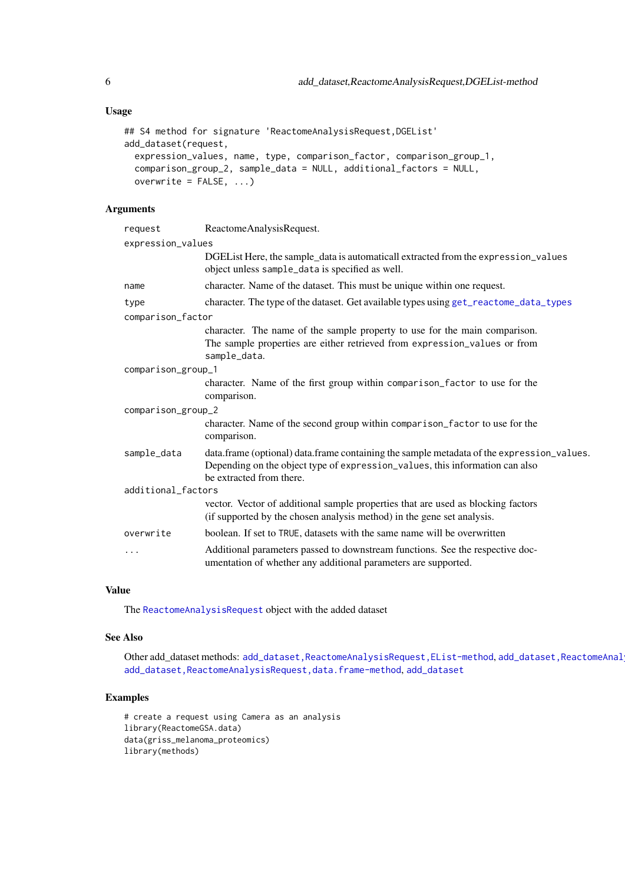### Usage

```
## S4 method for signature 'ReactomeAnalysisRequest,DGEList'
add_dataset(request,
  expression_values, name, type, comparison_factor, comparison_group_1,
  comparison_group_2, sample_data = NULL, additional_factors = NULL,
  overwrite = FALSE, ...)
```

### Arguments

`request`
: ReactomeAnalysisRequest.

`expression_values`
: DGEList Here, the sample_data is automaticall extracted from the `expression_values` object unless `sample_data` is specified as well.

`name`
: character. Name of the dataset. This must be unique within one request.

`type`
: character. The type of the dataset. Get available types using `get_reactome_data_types`

`comparison_factor`
: character. The name of the sample property to use for the main comparison. The sample properties are either retrieved from `expression_values` or from `sample_data`.

`comparison_group_1`
: character. Name of the first group within `comparison_factor` to use for the comparison.

`comparison_group_2`
: character. Name of the second group within `comparison_factor` to use for the comparison.

`sample_data`
: data.frame (optional) data.frame containing the sample metadata of the `expression_values`. Depending on the object type of `expression_values`, this information can also be extracted from there.

`additional_factors`
: vector. Vector of additional sample properties that are used as blocking factors (if supported by the chosen analysis method) in the gene set analysis.

`overwrite`
: boolean. If set to `TRUE`, datasets with the same name will be overwritten

`...`
: Additional parameters passed to downstream functions. See the respective documentation of whether any additional parameters are supported.

### Value

The `ReactomeAnalysisRequest` object with the added dataset

### See Also

Other add_dataset methods: `add_dataset,ReactomeAnalysisRequest,EList-method`, `add_dataset,ReactomeAnal`
`add_dataset,ReactomeAnalysisRequest,data.frame-method`, `add_dataset`

### Examples

```
# create a request using Camera as an analysis
library(ReactomeGSA.data)
data(griss_melanoma_proteomics)
library(methods)
```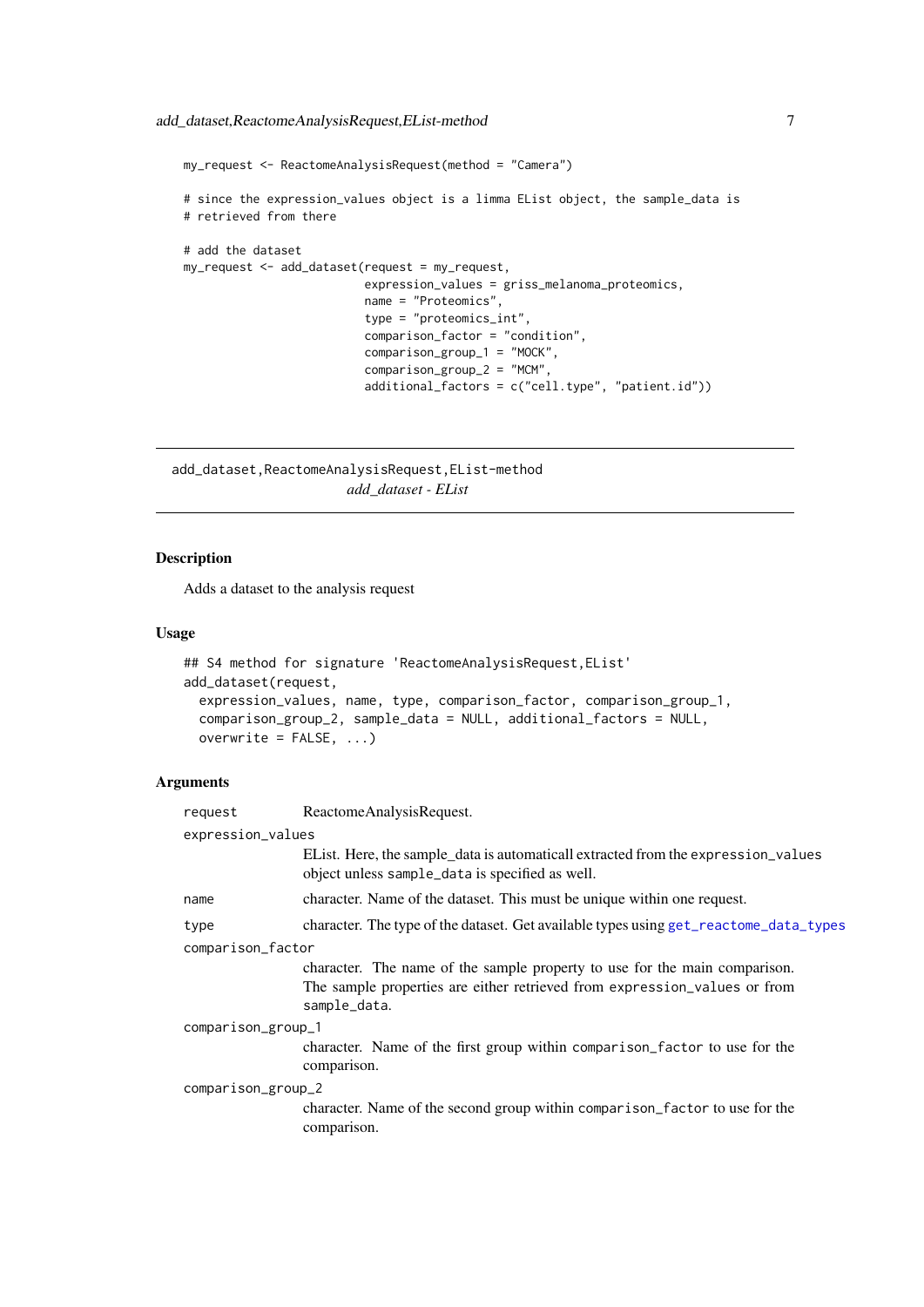```
my_request <- ReactomeAnalysisRequest(method = "Camera")

# since the expression_values object is a limma EList object, the sample_data is
# retrieved from there

# add the dataset
my_request <- add_dataset(request = my_request,
                          expression_values = griss_melanoma_proteomics,
                          name = "Proteomics",
                          type = "proteomics_int",
                          comparison_factor = "condition",
                          comparison_group_1 = "MOCK",
                          comparison_group_2 = "MCM",
                          additional_factors = c("cell.type", "patient.id"))
```

---

## add_dataset,ReactomeAnalysisRequest,EList-method

*add_dataset - EList*

---

### Description

Adds a dataset to the analysis request

### Usage

```
## S4 method for signature 'ReactomeAnalysisRequest,EList'
add_dataset(request,
  expression_values, name, type, comparison_factor, comparison_group_1,
  comparison_group_2, sample_data = NULL, additional_factors = NULL,
  overwrite = FALSE, ...)
```

### Arguments

`request`
: ReactomeAnalysisRequest.

`expression_values`
: EList. Here, the sample_data is automaticall extracted from the `expression_values` object unless `sample_data` is specified as well.

`name`
: character. Name of the dataset. This must be unique within one request.

`type`
: character. The type of the dataset. Get available types using `get_reactome_data_types`

`comparison_factor`
: character. The name of the sample property to use for the main comparison. The sample properties are either retrieved from `expression_values` or from `sample_data`.

`comparison_group_1`
: character. Name of the first group within `comparison_factor` to use for the comparison.

`comparison_group_2`
: character. Name of the second group within `comparison_factor` to use for the comparison.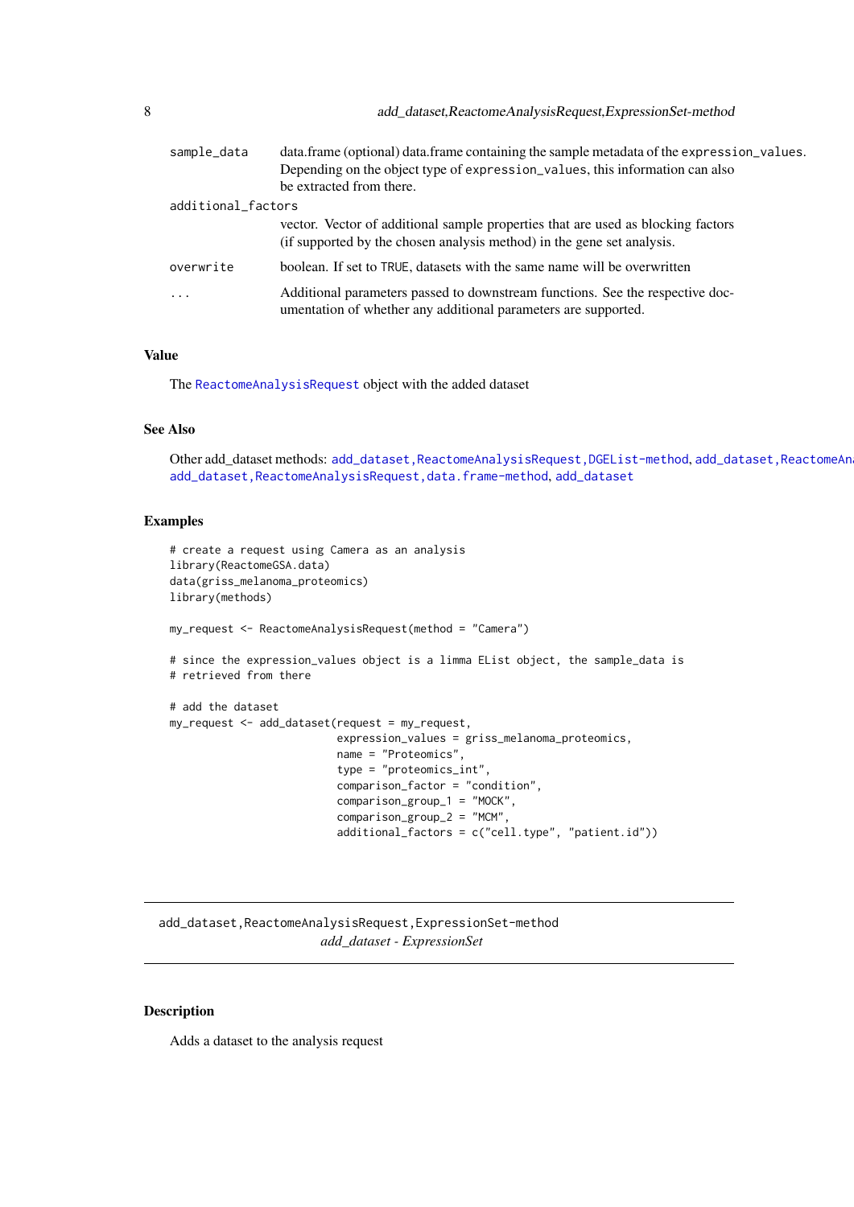| | |
|---|---|
| `sample_data` | data.frame (optional) data.frame containing the sample metadata of the `expression_values`. Depending on the object type of `expression_values`, this information can also be extracted from there. |
| `additional_factors` | vector. Vector of additional sample properties that are used as blocking factors (if supported by the chosen analysis method) in the gene set analysis. |
| `overwrite` | boolean. If set to `TRUE`, datasets with the same name will be overwritten |
| `...` | Additional parameters passed to downstream functions. See the respective documentation of whether any additional parameters are supported. |

### Value

The `ReactomeAnalysisRequest` object with the added dataset

### See Also

Other add_dataset methods: `add_dataset,ReactomeAnalysisRequest,DGEList-method`, `add_dataset,ReactomeAn` `add_dataset,ReactomeAnalysisRequest,data.frame-method`, `add_dataset`

### Examples

```
# create a request using Camera as an analysis
library(ReactomeGSA.data)
data(griss_melanoma_proteomics)
library(methods)

my_request <- ReactomeAnalysisRequest(method = "Camera")

# since the expression_values object is a limma EList object, the sample_data is
# retrieved from there

# add the dataset
my_request <- add_dataset(request = my_request,
                          expression_values = griss_melanoma_proteomics,
                          name = "Proteomics",
                          type = "proteomics_int",
                          comparison_factor = "condition",
                          comparison_group_1 = "MOCK",
                          comparison_group_2 = "MCM",
                          additional_factors = c("cell.type", "patient.id"))
```

---

## add_dataset,ReactomeAnalysisRequest,ExpressionSet-method

*add_dataset - ExpressionSet*

---

### Description

Adds a dataset to the analysis request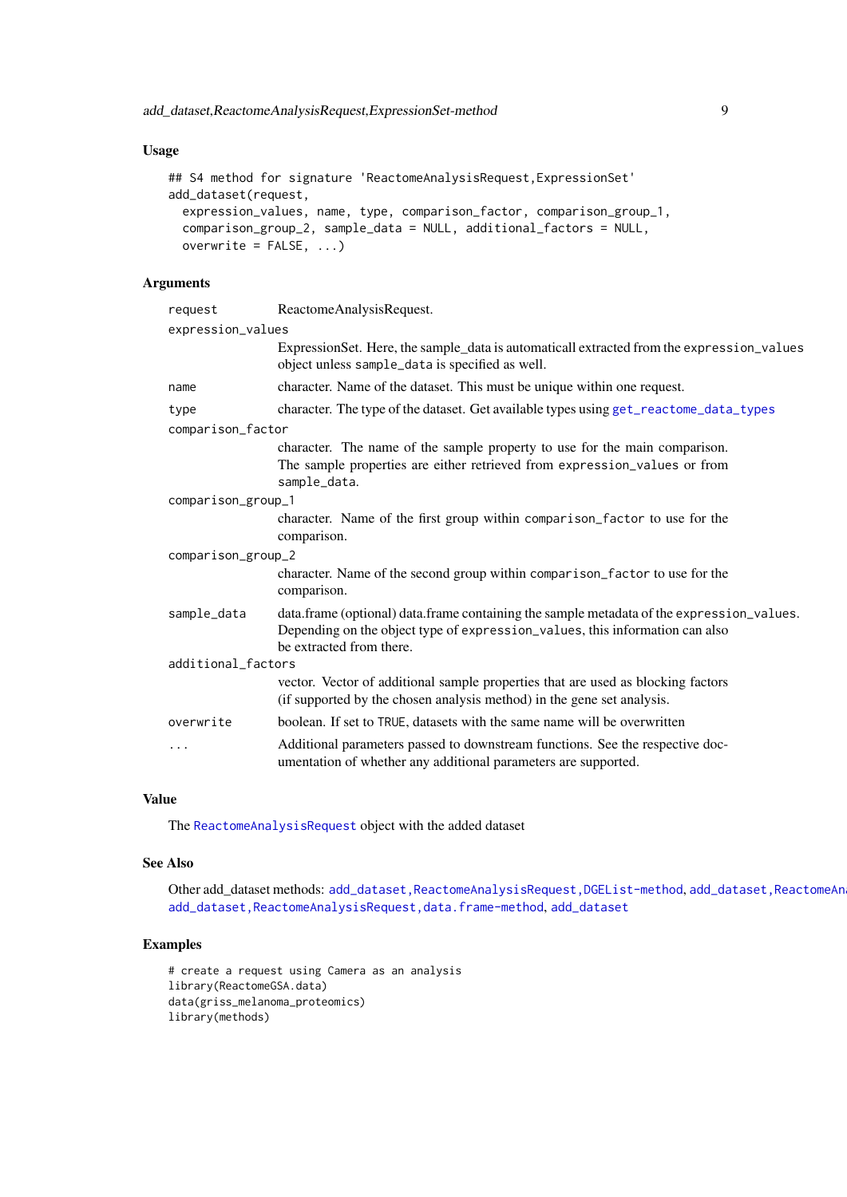### Usage

```
## S4 method for signature 'ReactomeAnalysisRequest,ExpressionSet'
add_dataset(request,
  expression_values, name, type, comparison_factor, comparison_group_1,
  comparison_group_2, sample_data = NULL, additional_factors = NULL,
  overwrite = FALSE, ...)
```

### Arguments

| | |
|---|---|
| `request` | ReactomeAnalysisRequest. |
| `expression_values` | ExpressionSet. Here, the sample_data is automaticall extracted from the `expression_values` object unless `sample_data` is specified as well. |
| `name` | character. Name of the dataset. This must be unique within one request. |
| `type` | character. The type of the dataset. Get available types using `get_reactome_data_types` |
| `comparison_factor` | character. The name of the sample property to use for the main comparison. The sample properties are either retrieved from `expression_values` or from `sample_data`. |
| `comparison_group_1` | character. Name of the first group within `comparison_factor` to use for the comparison. |
| `comparison_group_2` | character. Name of the second group within `comparison_factor` to use for the comparison. |
| `sample_data` | data.frame (optional) data.frame containing the sample metadata of the `expression_values`. Depending on the object type of `expression_values`, this information can also be extracted from there. |
| `additional_factors` | vector. Vector of additional sample properties that are used as blocking factors (if supported by the chosen analysis method) in the gene set analysis. |
| `overwrite` | boolean. If set to `TRUE`, datasets with the same name will be overwritten |
| `...` | Additional parameters passed to downstream functions. See the respective documentation of whether any additional parameters are supported. |

### Value

The `ReactomeAnalysisRequest` object with the added dataset

### See Also

Other add_dataset methods: `add_dataset,ReactomeAnalysisRequest,DGEList-method`, `add_dataset,ReactomeAn`
`add_dataset,ReactomeAnalysisRequest,data.frame-method`, `add_dataset`

### Examples

```
# create a request using Camera as an analysis
library(ReactomeGSA.data)
data(griss_melanoma_proteomics)
library(methods)
```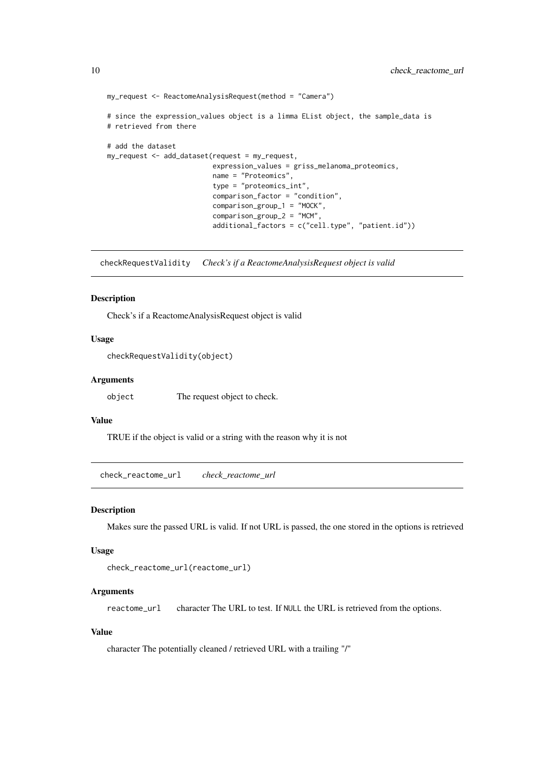```r
my_request <- ReactomeAnalysisRequest(method = "Camera")

# since the expression_values object is a limma EList object, the sample_data is
# retrieved from there

# add the dataset
my_request <- add_dataset(request = my_request,
                          expression_values = griss_melanoma_proteomics,
                          name = "Proteomics",
                          type = "proteomics_int",
                          comparison_factor = "condition",
                          comparison_group_1 = "MOCK",
                          comparison_group_2 = "MCM",
                          additional_factors = c("cell.type", "patient.id"))
```

---

## checkRequestValidity *Check's if a ReactomeAnalysisRequest object is valid*

### Description

Check's if a ReactomeAnalysisRequest object is valid

### Usage

```r
checkRequestValidity(object)
```

### Arguments

| | |
|---|---|
| object | The request object to check. |

### Value

TRUE if the object is valid or a string with the reason why it is not

---

## check_reactome_url *check_reactome_url*

### Description

Makes sure the passed URL is valid. If not URL is passed, the one stored in the options is retrieved

### Usage

```r
check_reactome_url(reactome_url)
```

### Arguments

| | |
|---|---|
| reactome_url | character The URL to test. If NULL the URL is retrieved from the options. |

### Value

character The potentially cleaned / retrieved URL with a trailing "/"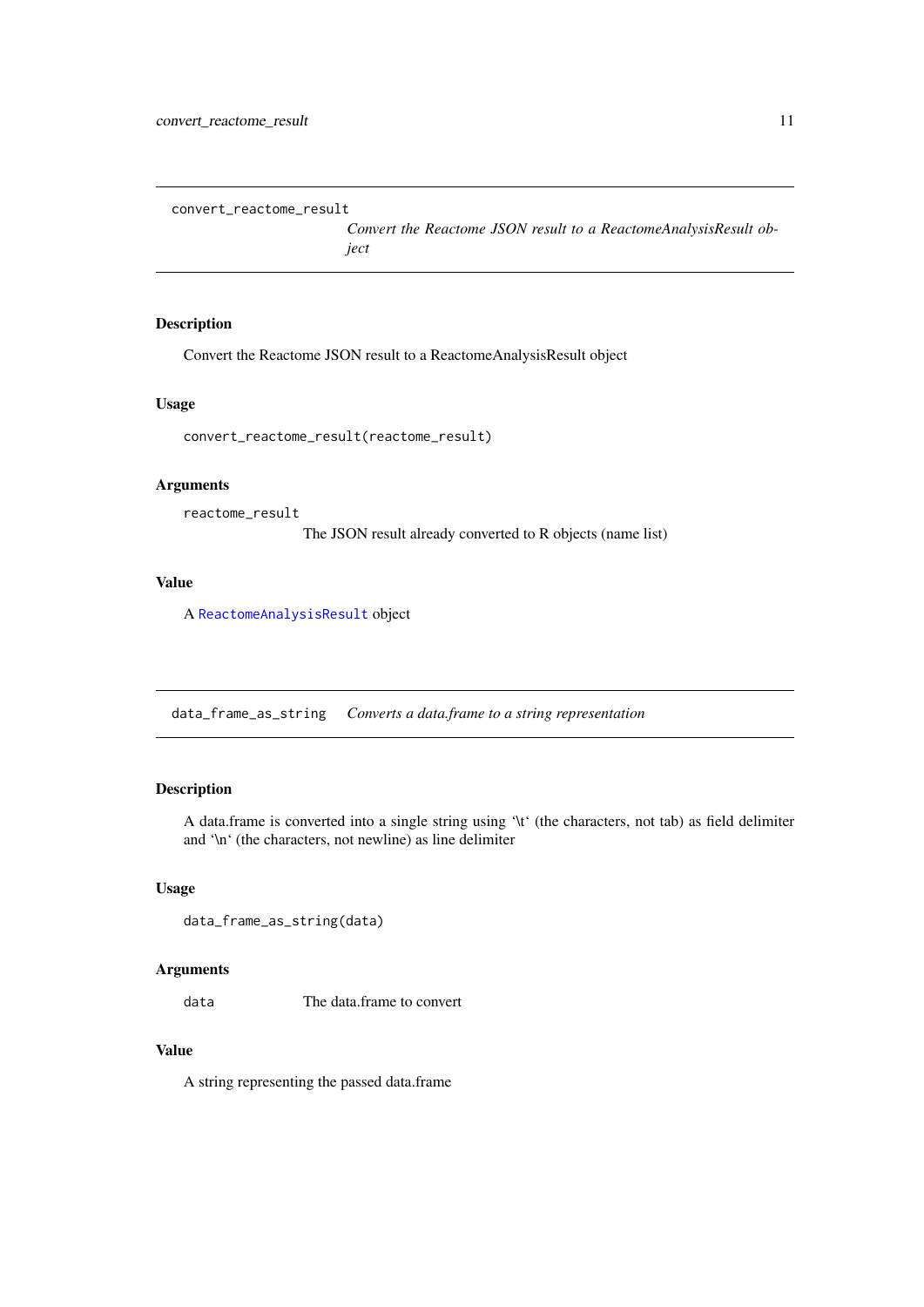## convert_reactome_result — *Convert the Reactome JSON result to a ReactomeAnalysisResult object*

### Description

Convert the Reactome JSON result to a ReactomeAnalysisResult object

### Usage

```
convert_reactome_result(reactome_result)
```

### Arguments

| | |
|---|---|
| `reactome_result` | The JSON result already converted to R objects (name list) |

### Value

A `ReactomeAnalysisResult` object

## data_frame_as_string — *Converts a data.frame to a string representation*

### Description

A data.frame is converted into a single string using '\t' (the characters, not tab) as field delimiter and '\n' (the characters, not newline) as line delimiter

### Usage

```
data_frame_as_string(data)
```

### Arguments

| | |
|---|---|
| `data` | The data.frame to convert |

### Value

A string representing the passed data.frame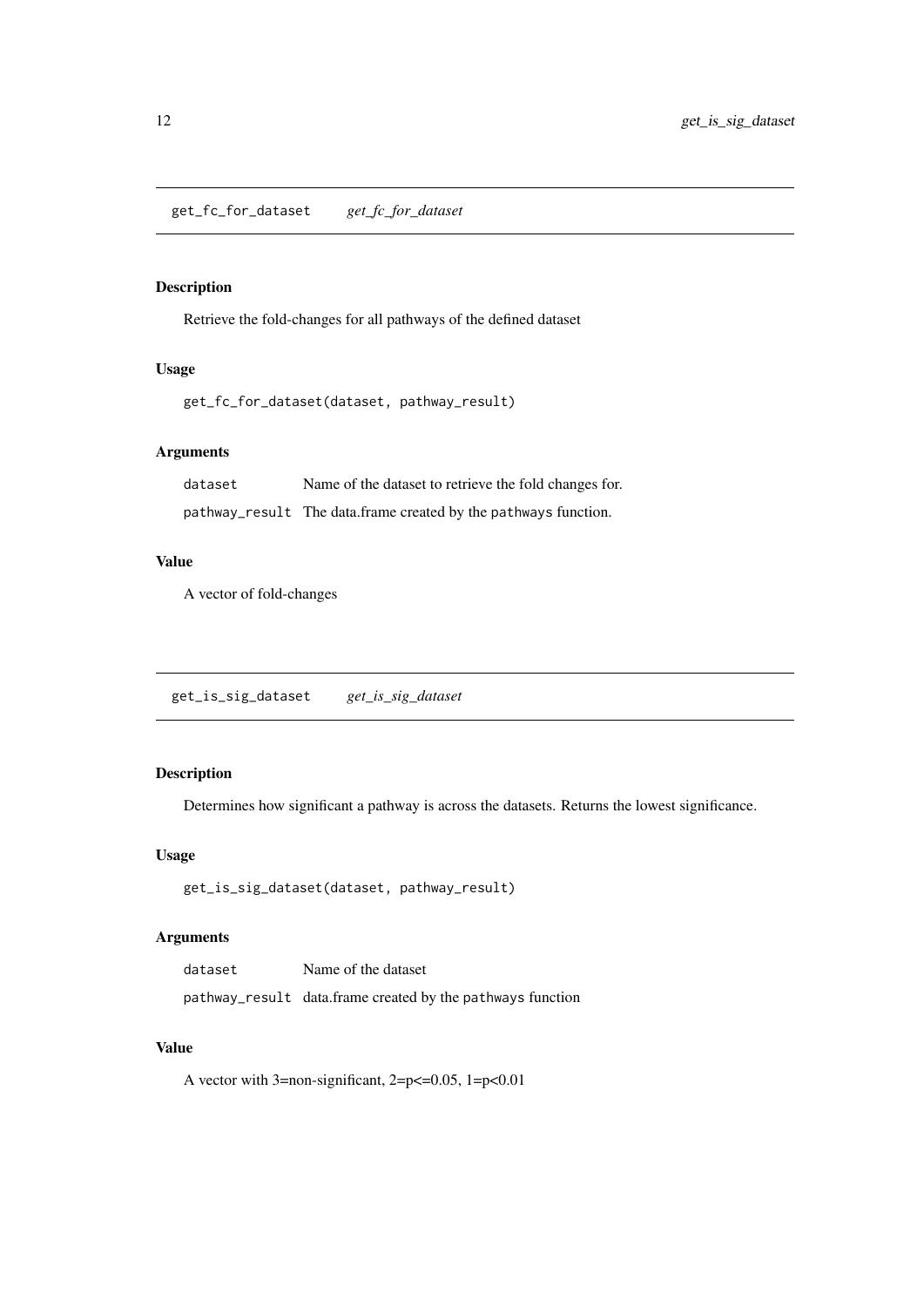## get_fc_for_dataset *get_fc_for_dataset*

### Description

Retrieve the fold-changes for all pathways of the defined dataset

### Usage

```
get_fc_for_dataset(dataset, pathway_result)
```

### Arguments

| | |
|---|---|
| `dataset` | Name of the dataset to retrieve the fold changes for. |
| `pathway_result` | The data.frame created by the `pathways` function. |

### Value

A vector of fold-changes

## get_is_sig_dataset *get_is_sig_dataset*

### Description

Determines how significant a pathway is across the datasets. Returns the lowest significance.

### Usage

```
get_is_sig_dataset(dataset, pathway_result)
```

### Arguments

| | |
|---|---|
| `dataset` | Name of the dataset |
| `pathway_result` | data.frame created by the `pathways` function |

### Value

A vector with 3=non-significant, 2=p<=0.05, 1=p<0.01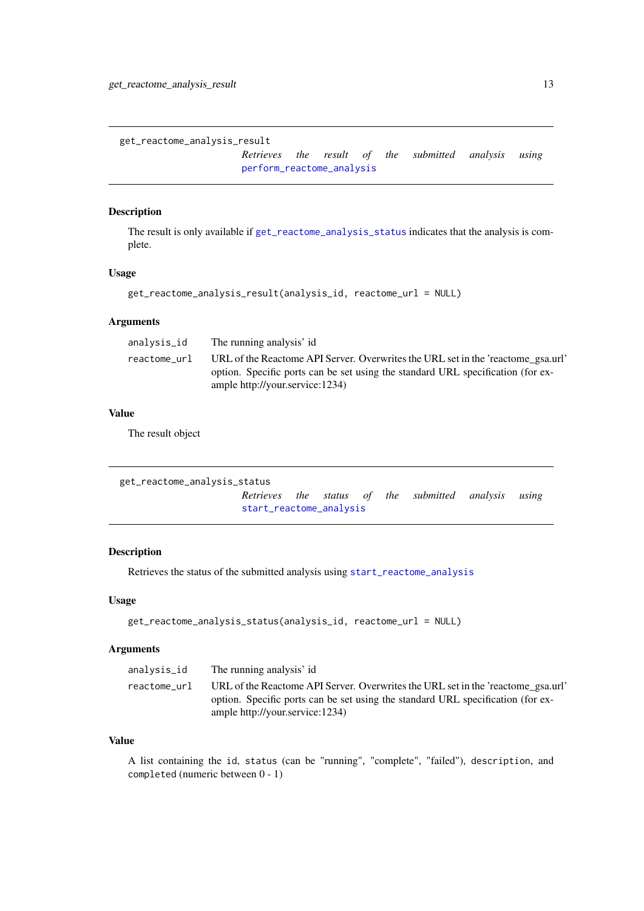## get_reactome_analysis_result

*Retrieves the result of the submitted analysis using* `perform_reactome_analysis`

### Description

The result is only available if `get_reactome_analysis_status` indicates that the analysis is complete.

### Usage

```
get_reactome_analysis_result(analysis_id, reactome_url = NULL)
```

### Arguments

| | |
|---|---|
| `analysis_id` | The running analysis' id |
| `reactome_url` | URL of the Reactome API Server. Overwrites the URL set in the 'reactome_gsa.url' option. Specific ports can be set using the standard URL specification (for example http://your.service:1234) |

### Value

The result object

## get_reactome_analysis_status

*Retrieves the status of the submitted analysis using* `start_reactome_analysis`

### Description

Retrieves the status of the submitted analysis using `start_reactome_analysis`

### Usage

```
get_reactome_analysis_status(analysis_id, reactome_url = NULL)
```

### Arguments

| | |
|---|---|
| `analysis_id` | The running analysis' id |
| `reactome_url` | URL of the Reactome API Server. Overwrites the URL set in the 'reactome_gsa.url' option. Specific ports can be set using the standard URL specification (for example http://your.service:1234) |

### Value

A list containing the `id`, `status` (can be "running", "complete", "failed"), `description`, and `completed` (numeric between 0 - 1)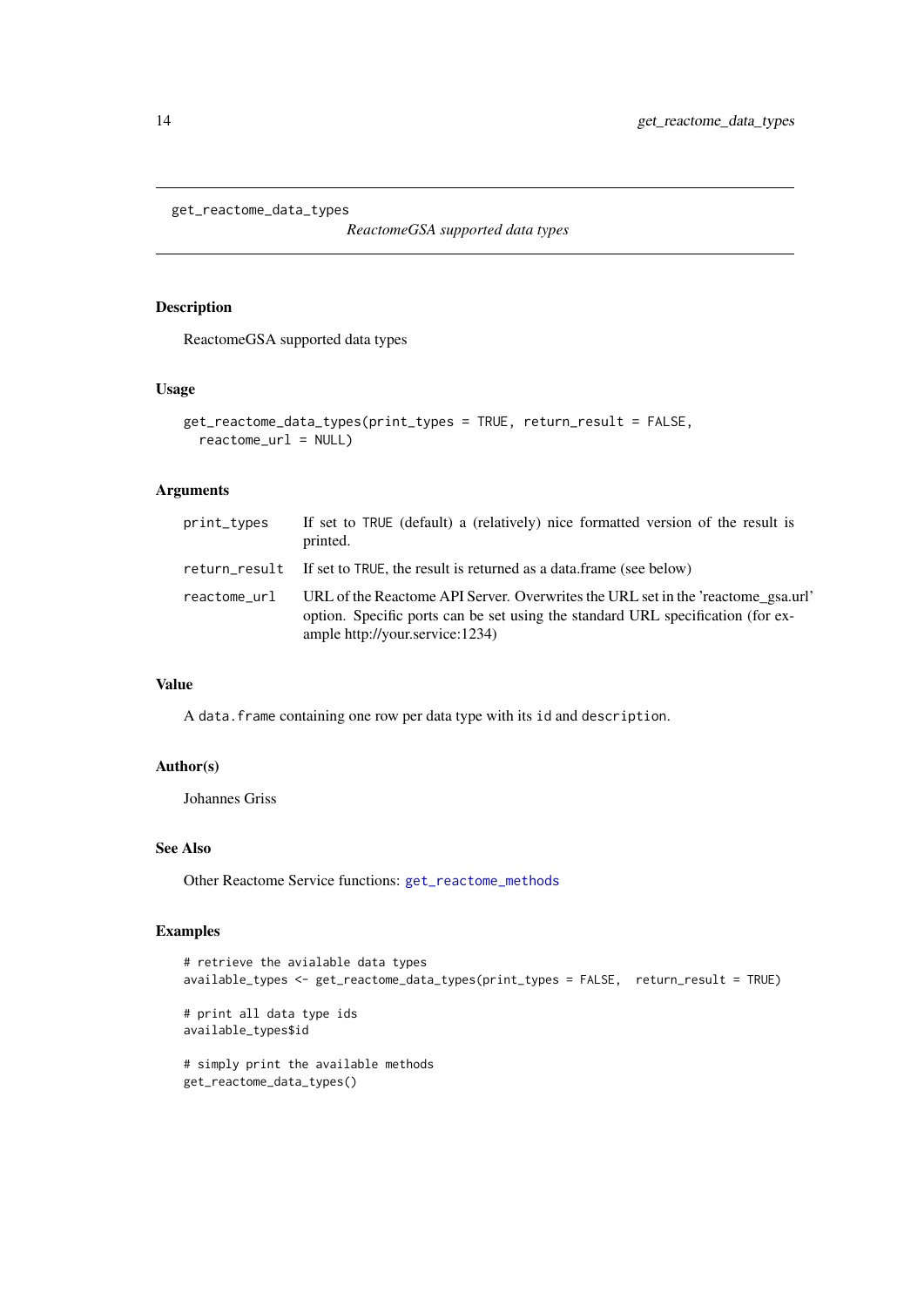`get_reactome_data_types`

*ReactomeGSA supported data types*

### Description

ReactomeGSA supported data types

### Usage

```
get_reactome_data_types(print_types = TRUE, return_result = FALSE,
  reactome_url = NULL)
```

### Arguments

| | |
|---|---|
| `print_types` | If set to `TRUE` (default) a (relatively) nice formatted version of the result is printed. |
| `return_result` | If set to `TRUE`, the result is returned as a data.frame (see below) |
| `reactome_url` | URL of the Reactome API Server. Overwrites the URL set in the 'reactome_gsa.url' option. Specific ports can be set using the standard URL specification (for example http://your.service:1234) |

### Value

A `data.frame` containing one row per data type with its `id` and `description`.

### Author(s)

Johannes Griss

### See Also

Other Reactome Service functions: `get_reactome_methods`

### Examples

```
# retrieve the avialable data types
available_types <- get_reactome_data_types(print_types = FALSE,  return_result = TRUE)

# print all data type ids
available_types$id

# simply print the available methods
get_reactome_data_types()
```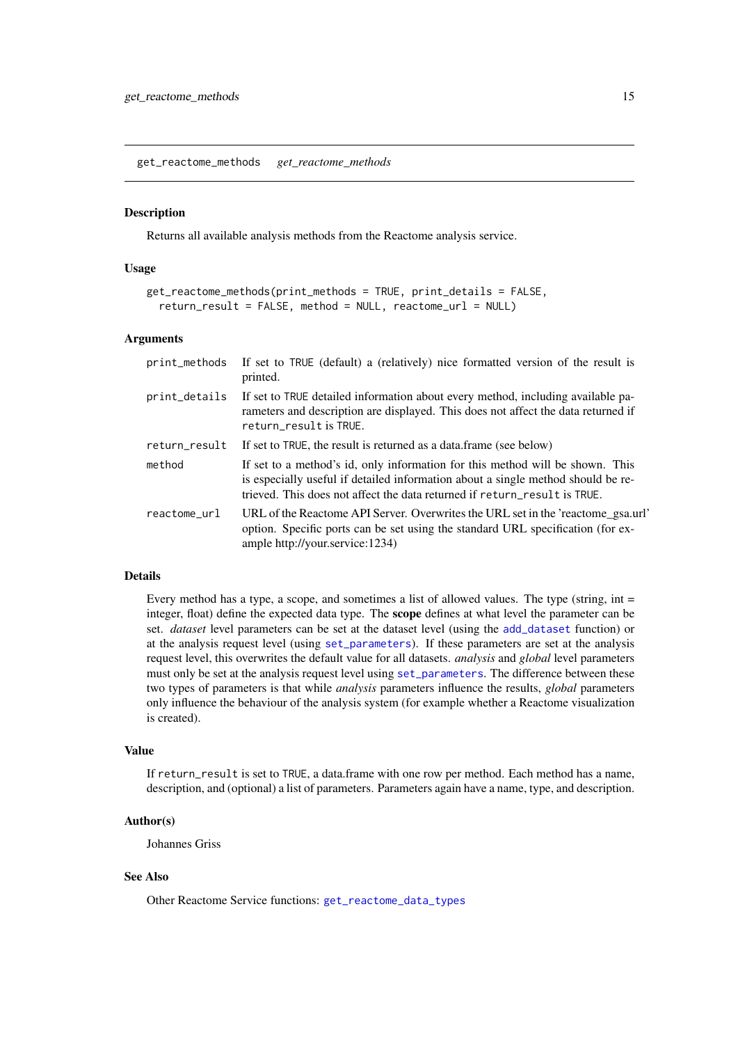# get_reactome_methods

*get_reactome_methods*

## Description

Returns all available analysis methods from the Reactome analysis service.

## Usage

```
get_reactome_methods(print_methods = TRUE, print_details = FALSE,
  return_result = FALSE, method = NULL, reactome_url = NULL)
```

## Arguments

| Argument | Description |
|---|---|
| `print_methods` | If set to `TRUE` (default) a (relatively) nice formatted version of the result is printed. |
| `print_details` | If set to `TRUE` detailed information about every method, including available parameters and description are displayed. This does not affect the data returned if `return_result` is `TRUE`. |
| `return_result` | If set to `TRUE`, the result is returned as a data.frame (see below) |
| `method` | If set to a method's id, only information for this method will be shown. This is especially useful if detailed information about a single method should be retrieved. This does not affect the data returned if `return_result` is `TRUE`. |
| `reactome_url` | URL of the Reactome API Server. Overwrites the URL set in the 'reactome_gsa.url' option. Specific ports can be set using the standard URL specification (for example http://your.service:1234) |

## Details

Every method has a type, a scope, and sometimes a list of allowed values. The type (string, int = integer, float) define the expected data type. The **scope** defines at what level the parameter can be set. *dataset* level parameters can be set at the dataset level (using the `add_dataset` function) or at the analysis request level (using `set_parameters`). If these parameters are set at the analysis request level, this overwrites the default value for all datasets. *analysis* and *global* level parameters must only be set at the analysis request level using `set_parameters`. The difference between these two types of parameters is that while *analysis* parameters influence the results, *global* parameters only influence the behaviour of the analysis system (for example whether a Reactome visualization is created).

## Value

If `return_result` is set to `TRUE`, a data.frame with one row per method. Each method has a name, description, and (optional) a list of parameters. Parameters again have a name, type, and description.

## Author(s)

Johannes Griss

## See Also

Other Reactome Service functions: `get_reactome_data_types`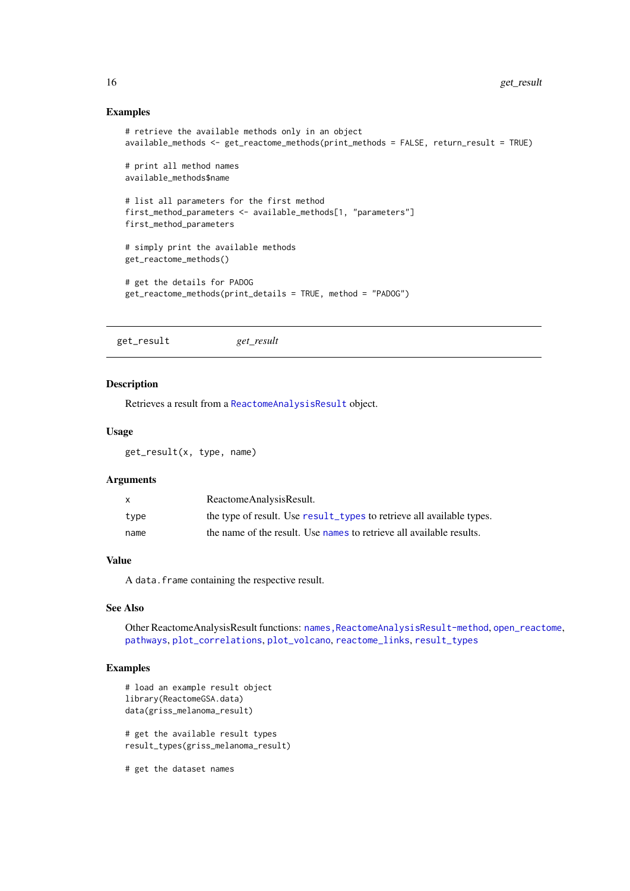### Examples

```
# retrieve the available methods only in an object
available_methods <- get_reactome_methods(print_methods = FALSE, return_result = TRUE)

# print all method names
available_methods$name

# list all parameters for the first method
first_method_parameters <- available_methods[1, "parameters"]
first_method_parameters

# simply print the available methods
get_reactome_methods()

# get the details for PADOG
get_reactome_methods(print_details = TRUE, method = "PADOG")
```

---

## get_result &nbsp;&nbsp;&nbsp;&nbsp;&nbsp;&nbsp;&nbsp; *get_result*

---

### Description

Retrieves a result from a `ReactomeAnalysisResult` object.

### Usage

```
get_result(x, type, name)
```

### Arguments

| | |
|---|---|
| `x` | ReactomeAnalysisResult. |
| `type` | the type of result. Use `result_types` to retrieve all available types. |
| `name` | the name of the result. Use `names` to retrieve all available results. |

### Value

A `data.frame` containing the respective result.

### See Also

Other ReactomeAnalysisResult functions: `names,ReactomeAnalysisResult-method`, `open_reactome`, `pathways`, `plot_correlations`, `plot_volcano`, `reactome_links`, `result_types`

### Examples

```
# load an example result object
library(ReactomeGSA.data)
data(griss_melanoma_result)

# get the available result types
result_types(griss_melanoma_result)

# get the dataset names
```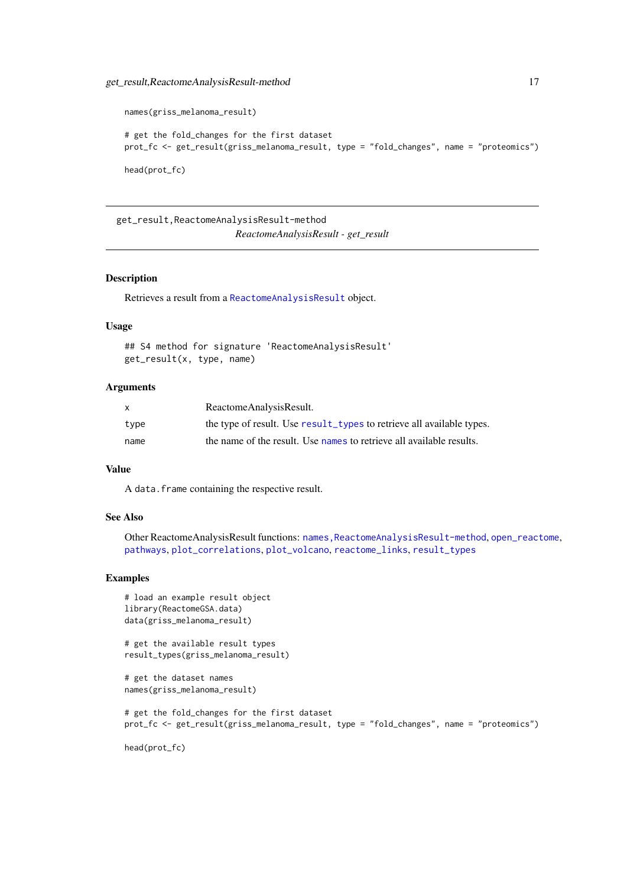```
names(griss_melanoma_result)

# get the fold_changes for the first dataset
prot_fc <- get_result(griss_melanoma_result, type = "fold_changes", name = "proteomics")

head(prot_fc)
```

---

## get_result,ReactomeAnalysisResult-method

*ReactomeAnalysisResult - get_result*

### Description

Retrieves a result from a ReactomeAnalysisResult object.

### Usage

```
## S4 method for signature 'ReactomeAnalysisResult'
get_result(x, type, name)
```

### Arguments

| | |
|---|---|
| x | ReactomeAnalysisResult. |
| type | the type of result. Use result_types to retrieve all available types. |
| name | the name of the result. Use names to retrieve all available results. |

### Value

A data.frame containing the respective result.

### See Also

Other ReactomeAnalysisResult functions: names,ReactomeAnalysisResult-method, open_reactome, pathways, plot_correlations, plot_volcano, reactome_links, result_types

### Examples

```
# load an example result object
library(ReactomeGSA.data)
data(griss_melanoma_result)

# get the available result types
result_types(griss_melanoma_result)

# get the dataset names
names(griss_melanoma_result)

# get the fold_changes for the first dataset
prot_fc <- get_result(griss_melanoma_result, type = "fold_changes", name = "proteomics")

head(prot_fc)
```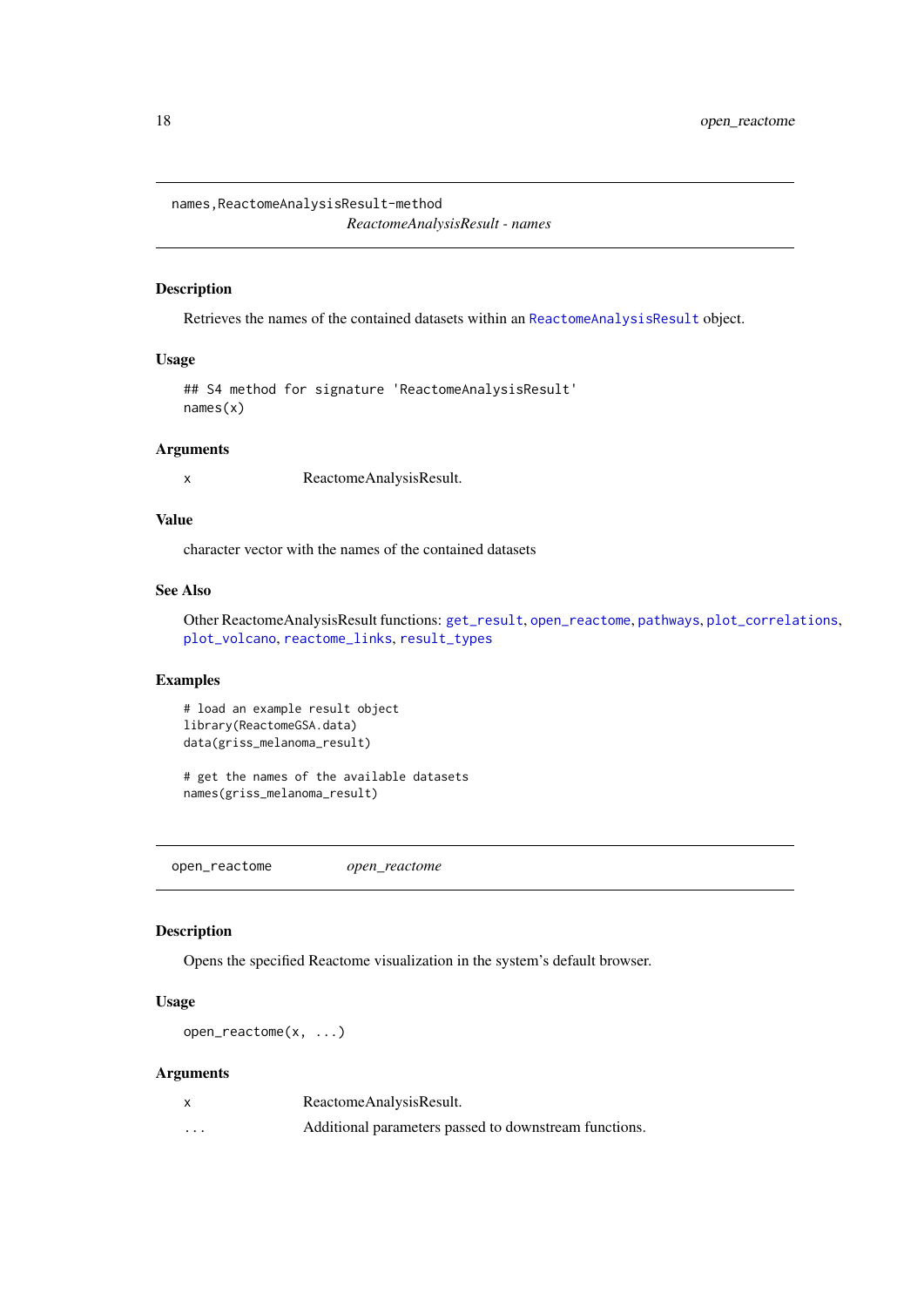## names,ReactomeAnalysisResult-method

*ReactomeAnalysisResult - names*

### Description

Retrieves the names of the contained datasets within an ReactomeAnalysisResult object.

### Usage

```
## S4 method for signature 'ReactomeAnalysisResult'
names(x)
```

### Arguments

| | |
|---|---|
| x | ReactomeAnalysisResult. |

### Value

character vector with the names of the contained datasets

### See Also

Other ReactomeAnalysisResult functions: get_result, open_reactome, pathways, plot_correlations, plot_volcano, reactome_links, result_types

### Examples

```
# load an example result object
library(ReactomeGSA.data)
data(griss_melanoma_result)

# get the names of the available datasets
names(griss_melanoma_result)
```

## open_reactome

*open_reactome*

### Description

Opens the specified Reactome visualization in the system's default browser.

### Usage

```
open_reactome(x, ...)
```

### Arguments

| | |
|---|---|
| x | ReactomeAnalysisResult. |
| ... | Additional parameters passed to downstream functions. |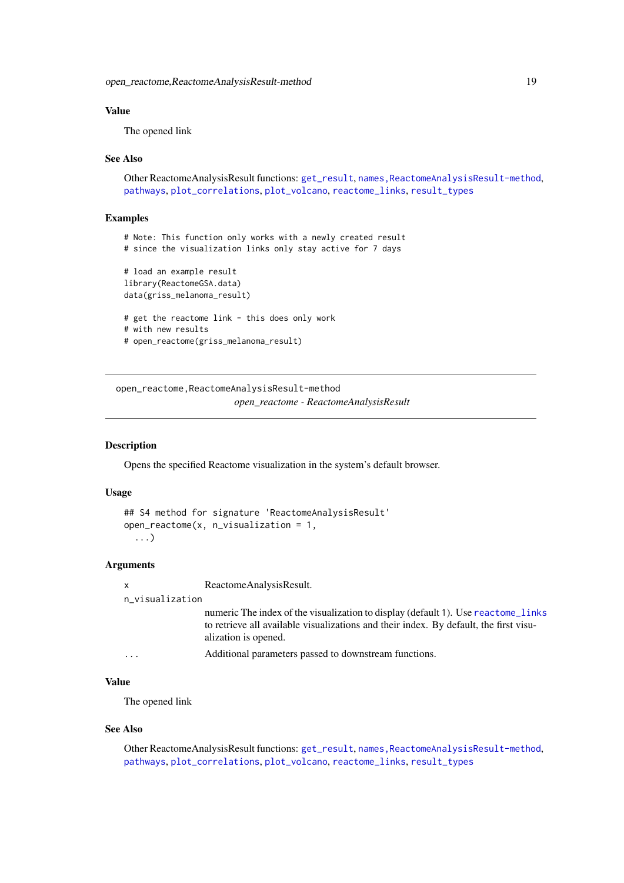### Value

The opened link

### See Also

Other ReactomeAnalysisResult functions: `get_result`, `names,ReactomeAnalysisResult-method`, `pathways`, `plot_correlations`, `plot_volcano`, `reactome_links`, `result_types`

### Examples

```
# Note: This function only works with a newly created result
# since the visualization links only stay active for 7 days

# load an example result
library(ReactomeGSA.data)
data(griss_melanoma_result)

# get the reactome link - this does only work
# with new results
# open_reactome(griss_melanoma_result)
```

---

## open_reactome,ReactomeAnalysisResult-method

*open_reactome - ReactomeAnalysisResult*

---

### Description

Opens the specified Reactome visualization in the system's default browser.

### Usage

```
## S4 method for signature 'ReactomeAnalysisResult'
open_reactome(x, n_visualization = 1,
  ...)
```

### Arguments

| | |
|---|---|
| x | ReactomeAnalysisResult. |
| n_visualization | numeric The index of the visualization to display (default 1). Use `reactome_links` to retrieve all available visualizations and their index. By default, the first visualization is opened. |
| ... | Additional parameters passed to downstream functions. |

### Value

The opened link

### See Also

Other ReactomeAnalysisResult functions: `get_result`, `names,ReactomeAnalysisResult-method`, `pathways`, `plot_correlations`, `plot_volcano`, `reactome_links`, `result_types`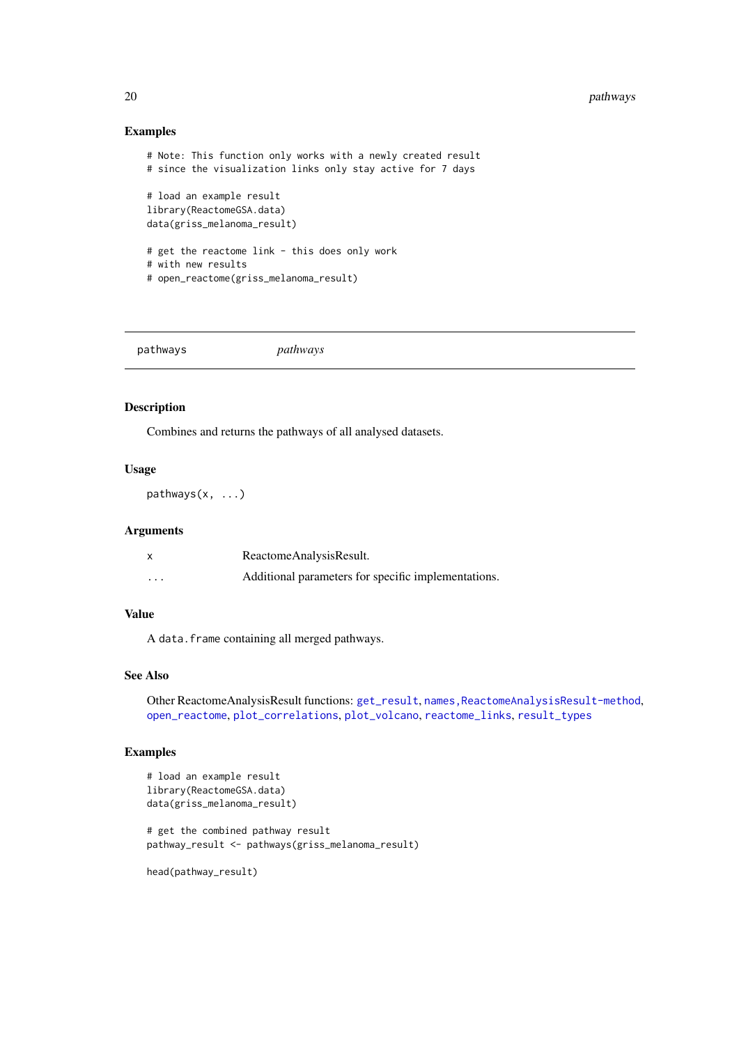## Examples

```
# Note: This function only works with a newly created result
# since the visualization links only stay active for 7 days

# load an example result
library(ReactomeGSA.data)
data(griss_melanoma_result)

# get the reactome link - this does only work
# with new results
# open_reactome(griss_melanoma_result)
```

---

# pathways *pathways*

---

## Description

Combines and returns the pathways of all analysed datasets.

## Usage

```
pathways(x, ...)
```

## Arguments

| | |
|---|---|
| x | ReactomeAnalysisResult. |
| ... | Additional parameters for specific implementations. |

## Value

A data.frame containing all merged pathways.

## See Also

Other ReactomeAnalysisResult functions: get_result, names,ReactomeAnalysisResult-method, open_reactome, plot_correlations, plot_volcano, reactome_links, result_types

## Examples

```
# load an example result
library(ReactomeGSA.data)
data(griss_melanoma_result)

# get the combined pathway result
pathway_result <- pathways(griss_melanoma_result)

head(pathway_result)
```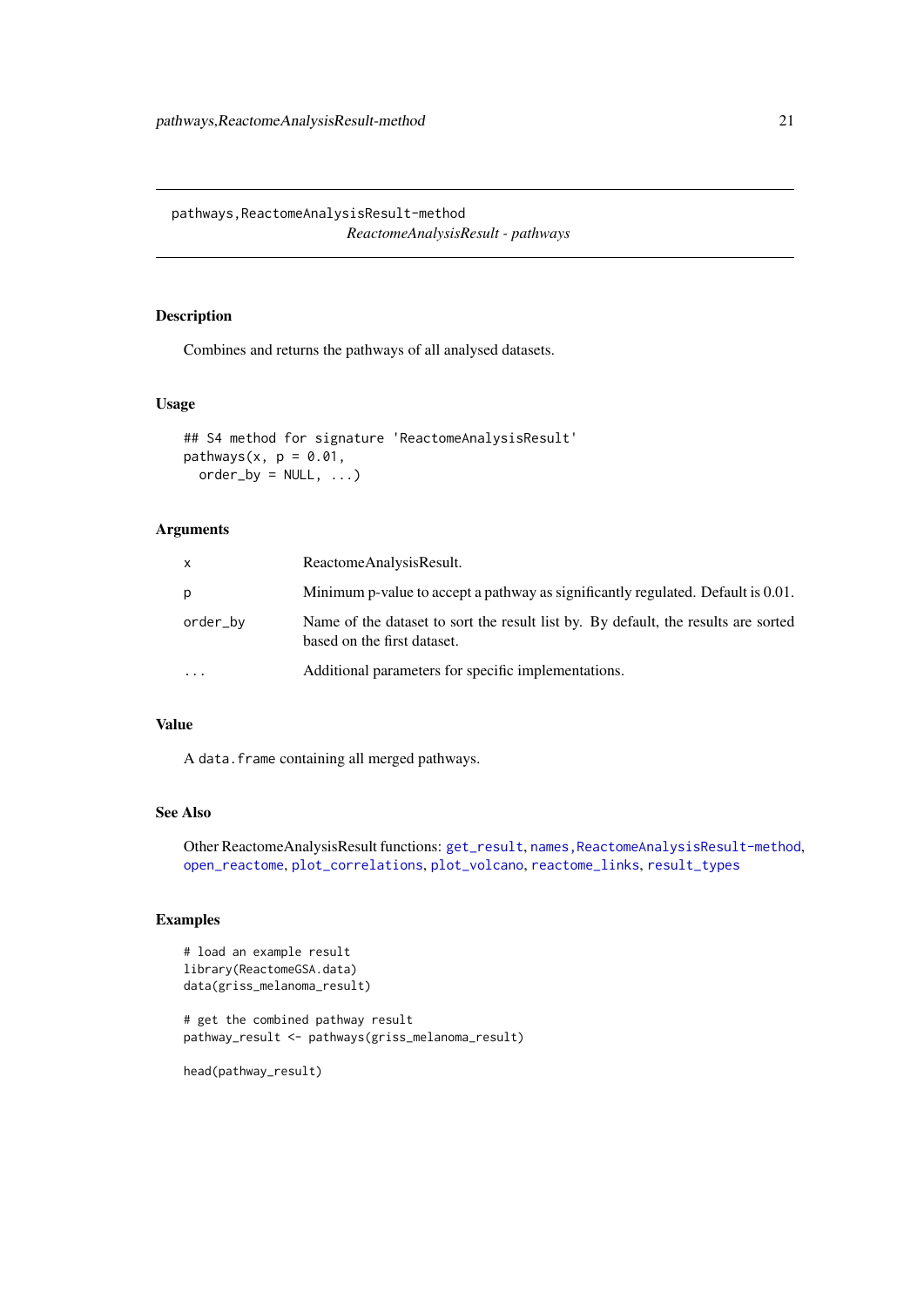## pathways,ReactomeAnalysisResult-method

*ReactomeAnalysisResult - pathways*

### Description

Combines and returns the pathways of all analysed datasets.

### Usage

```
## S4 method for signature 'ReactomeAnalysisResult'
pathways(x, p = 0.01,
  order_by = NULL, ...)
```

### Arguments

| | |
|---|---|
| x | ReactomeAnalysisResult. |
| p | Minimum p-value to accept a pathway as significantly regulated. Default is 0.01. |
| order_by | Name of the dataset to sort the result list by. By default, the results are sorted based on the first dataset. |
| ... | Additional parameters for specific implementations. |

### Value

A `data.frame` containing all merged pathways.

### See Also

Other ReactomeAnalysisResult functions: `get_result`, `names,ReactomeAnalysisResult-method`, `open_reactome`, `plot_correlations`, `plot_volcano`, `reactome_links`, `result_types`

### Examples

```
# load an example result
library(ReactomeGSA.data)
data(griss_melanoma_result)

# get the combined pathway result
pathway_result <- pathways(griss_melanoma_result)

head(pathway_result)
```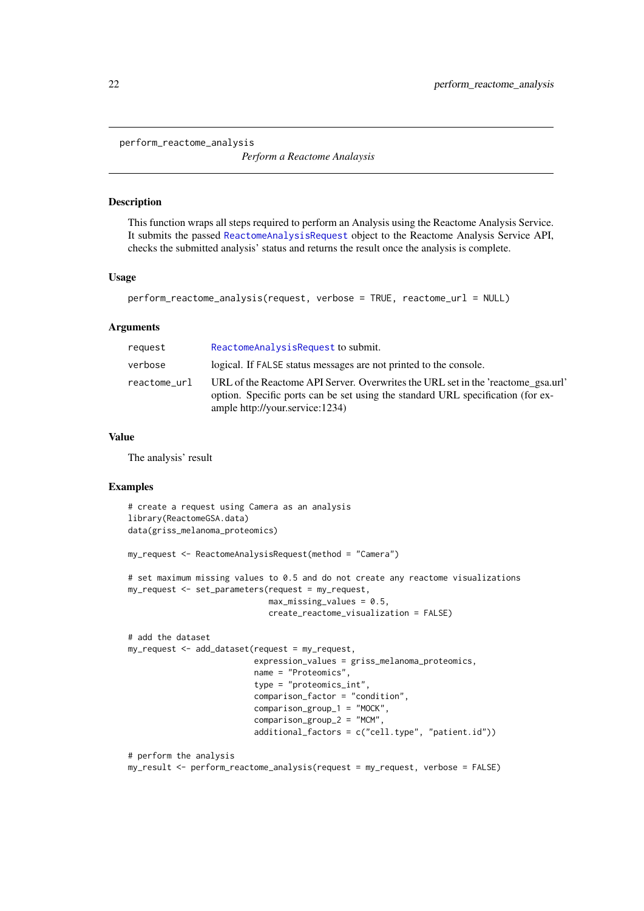`perform_reactome_analysis`

*Perform a Reactome Analaysis*

### Description

This function wraps all steps required to perform an Analysis using the Reactome Analysis Service. It submits the passed `ReactomeAnalysisRequest` object to the Reactome Analysis Service API, checks the submitted analysis' status and returns the result once the analysis is complete.

### Usage

```
perform_reactome_analysis(request, verbose = TRUE, reactome_url = NULL)
```

### Arguments

| | |
|---|---|
| `request` | `ReactomeAnalysisRequest` to submit. |
| `verbose` | logical. If `FALSE` status messages are not printed to the console. |
| `reactome_url` | URL of the Reactome API Server. Overwrites the URL set in the 'reactome_gsa.url' option. Specific ports can be set using the standard URL specification (for example http://your.service:1234) |

### Value

The analysis' result

### Examples

```
# create a request using Camera as an analysis
library(ReactomeGSA.data)
data(griss_melanoma_proteomics)

my_request <- ReactomeAnalysisRequest(method = "Camera")

# set maximum missing values to 0.5 and do not create any reactome visualizations
my_request <- set_parameters(request = my_request,
                             max_missing_values = 0.5,
                             create_reactome_visualization = FALSE)

# add the dataset
my_request <- add_dataset(request = my_request,
                          expression_values = griss_melanoma_proteomics,
                          name = "Proteomics",
                          type = "proteomics_int",
                          comparison_factor = "condition",
                          comparison_group_1 = "MOCK",
                          comparison_group_2 = "MCM",
                          additional_factors = c("cell.type", "patient.id"))

# perform the analysis
my_result <- perform_reactome_analysis(request = my_request, verbose = FALSE)
```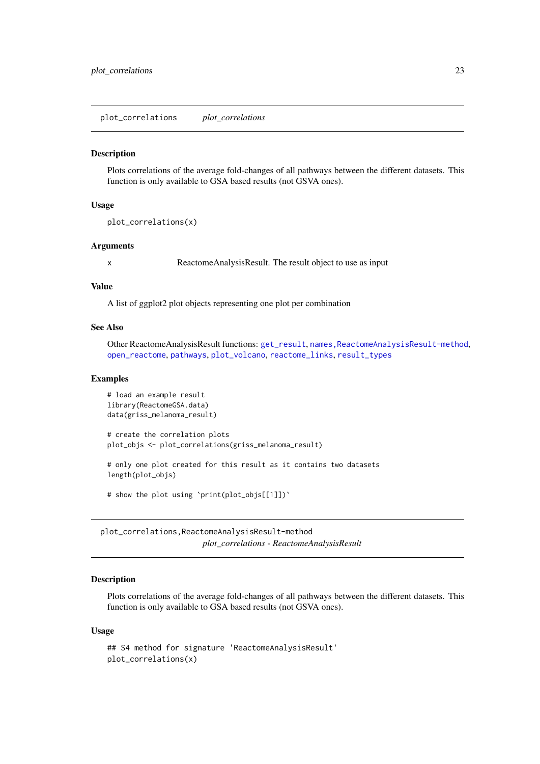## plot_correlations *plot_correlations*

### Description

Plots correlations of the average fold-changes of all pathways between the different datasets. This function is only available to GSA based results (not GSVA ones).

### Usage

```
plot_correlations(x)
```

### Arguments

x ReactomeAnalysisResult. The result object to use as input

### Value

A list of ggplot2 plot objects representing one plot per combination

### See Also

Other ReactomeAnalysisResult functions: `get_result`, `names,ReactomeAnalysisResult-method`, `open_reactome`, `pathways`, `plot_volcano`, `reactome_links`, `result_types`

### Examples

```
# load an example result
library(ReactomeGSA.data)
data(griss_melanoma_result)

# create the correlation plots
plot_objs <- plot_correlations(griss_melanoma_result)

# only one plot created for this result as it contains two datasets
length(plot_objs)

# show the plot using `print(plot_objs[[1]])`
```

## plot_correlations,ReactomeAnalysisResult-method *plot_correlations - ReactomeAnalysisResult*

### Description

Plots correlations of the average fold-changes of all pathways between the different datasets. This function is only available to GSA based results (not GSVA ones).

### Usage

```
## S4 method for signature 'ReactomeAnalysisResult'
plot_correlations(x)
```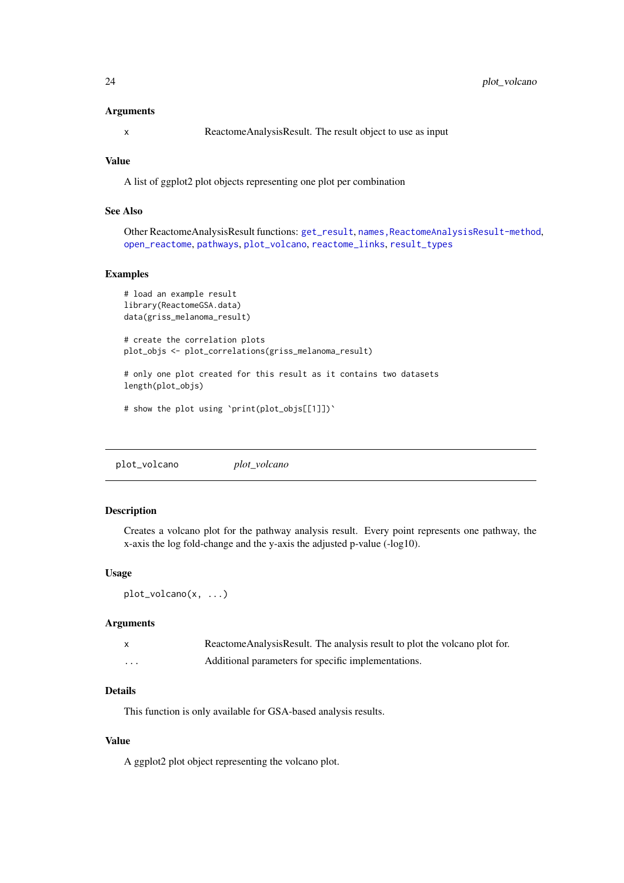### Arguments

| | |
|---|---|
| x | ReactomeAnalysisResult. The result object to use as input |

### Value

A list of ggplot2 plot objects representing one plot per combination

### See Also

Other ReactomeAnalysisResult functions: get_result, names,ReactomeAnalysisResult-method, open_reactome, pathways, plot_volcano, reactome_links, result_types

### Examples

```
# load an example result
library(ReactomeGSA.data)
data(griss_melanoma_result)

# create the correlation plots
plot_objs <- plot_correlations(griss_melanoma_result)

# only one plot created for this result as it contains two datasets
length(plot_objs)

# show the plot using `print(plot_objs[[1]])`
```

---

## plot_volcano *plot_volcano*

### Description

Creates a volcano plot for the pathway analysis result. Every point represents one pathway, the x-axis the log fold-change and the y-axis the adjusted p-value (-log10).

### Usage

```
plot_volcano(x, ...)
```

### Arguments

| | |
|---|---|
| x | ReactomeAnalysisResult. The analysis result to plot the volcano plot for. |
| ... | Additional parameters for specific implementations. |

### Details

This function is only available for GSA-based analysis results.

### Value

A ggplot2 plot object representing the volcano plot.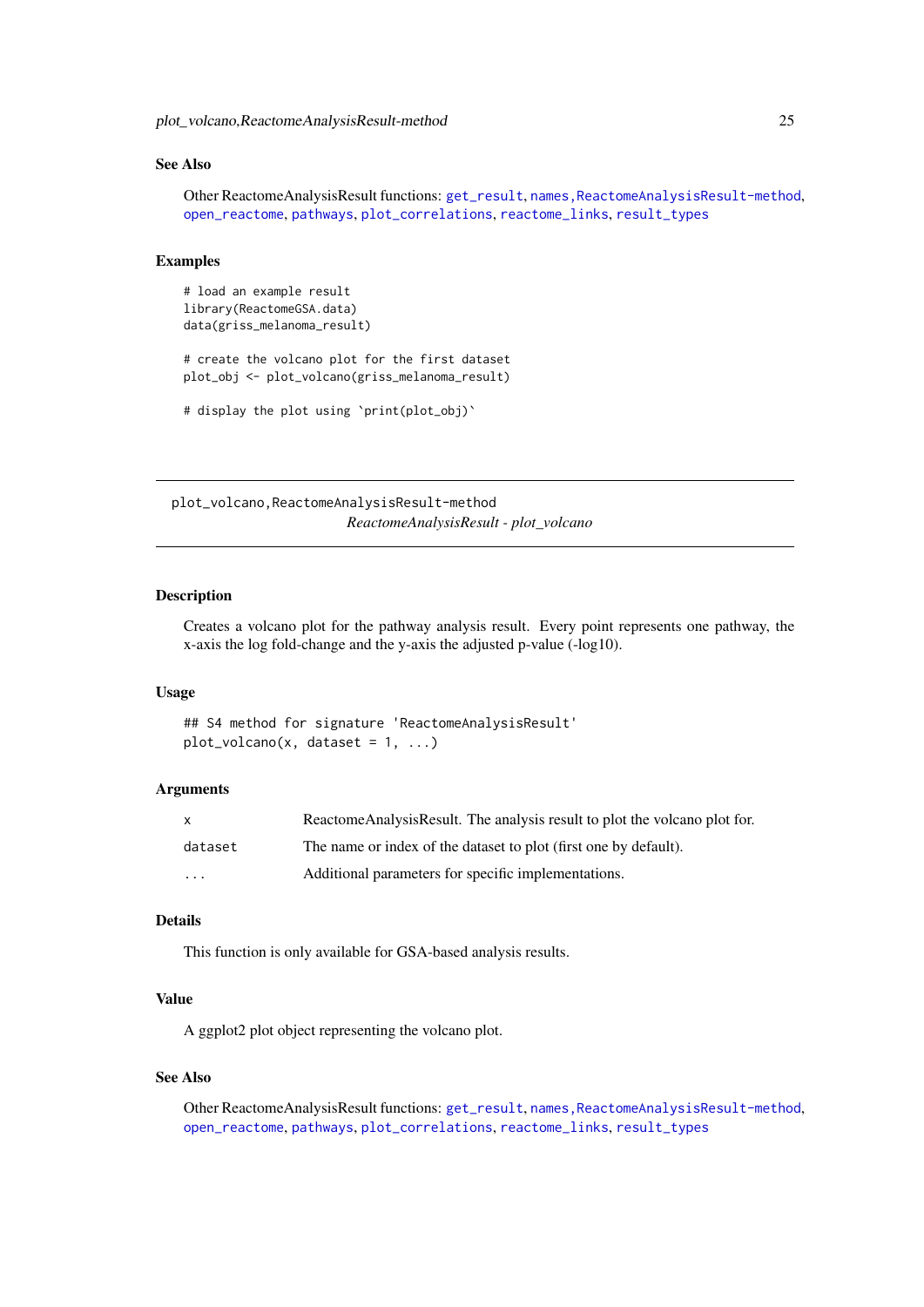### See Also

Other ReactomeAnalysisResult functions: `get_result`, `names,ReactomeAnalysisResult-method`, `open_reactome`, `pathways`, `plot_correlations`, `reactome_links`, `result_types`

### Examples

```
# load an example result
library(ReactomeGSA.data)
data(griss_melanoma_result)

# create the volcano plot for the first dataset
plot_obj <- plot_volcano(griss_melanoma_result)

# display the plot using `print(plot_obj)`
```

---

## plot_volcano,ReactomeAnalysisResult-method

*ReactomeAnalysisResult - plot_volcano*

---

### Description

Creates a volcano plot for the pathway analysis result. Every point represents one pathway, the x-axis the log fold-change and the y-axis the adjusted p-value (-log10).

### Usage

```
## S4 method for signature 'ReactomeAnalysisResult'
plot_volcano(x, dataset = 1, ...)
```

### Arguments

| | |
|---|---|
| `x` | ReactomeAnalysisResult. The analysis result to plot the volcano plot for. |
| `dataset` | The name or index of the dataset to plot (first one by default). |
| `...` | Additional parameters for specific implementations. |

### Details

This function is only available for GSA-based analysis results.

### Value

A ggplot2 plot object representing the volcano plot.

### See Also

Other ReactomeAnalysisResult functions: `get_result`, `names,ReactomeAnalysisResult-method`, `open_reactome`, `pathways`, `plot_correlations`, `reactome_links`, `result_types`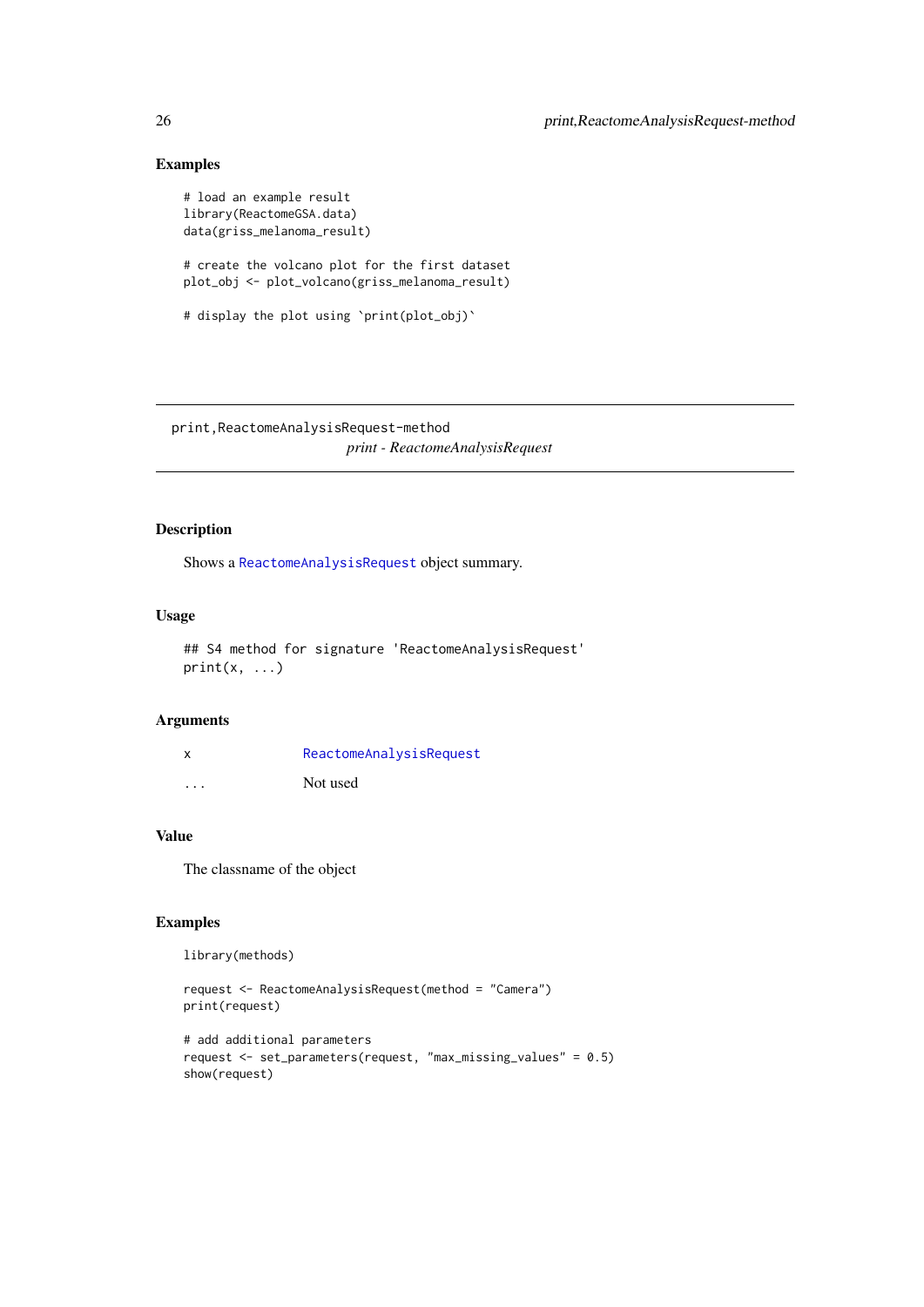### Examples

```
# load an example result
library(ReactomeGSA.data)
data(griss_melanoma_result)

# create the volcano plot for the first dataset
plot_obj <- plot_volcano(griss_melanoma_result)

# display the plot using `print(plot_obj)`
```

---

## print,ReactomeAnalysisRequest-method

*print - ReactomeAnalysisRequest*

---

### Description

Shows a `ReactomeAnalysisRequest` object summary.

### Usage

```
## S4 method for signature 'ReactomeAnalysisRequest'
print(x, ...)
```

### Arguments

| | |
|---|---|
| x | `ReactomeAnalysisRequest` |
| ... | Not used |

### Value

The classname of the object

### Examples

```
library(methods)

request <- ReactomeAnalysisRequest(method = "Camera")
print(request)

# add additional parameters
request <- set_parameters(request, "max_missing_values" = 0.5)
show(request)
```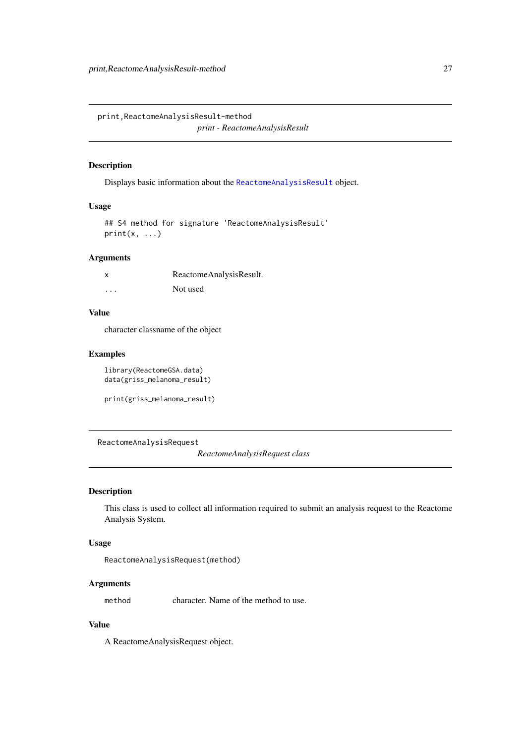## print,ReactomeAnalysisResult-method

*print - ReactomeAnalysisResult*

### Description

Displays basic information about the ReactomeAnalysisResult object.

### Usage

```
## S4 method for signature 'ReactomeAnalysisResult'
print(x, ...)
```

### Arguments

| | |
|---|---|
| x | ReactomeAnalysisResult. |
| ... | Not used |

### Value

character classname of the object

### Examples

```
library(ReactomeGSA.data)
data(griss_melanoma_result)

print(griss_melanoma_result)
```

## ReactomeAnalysisRequest

*ReactomeAnalysisRequest class*

### Description

This class is used to collect all information required to submit an analysis request to the Reactome Analysis System.

### Usage

```
ReactomeAnalysisRequest(method)
```

### Arguments

| | |
|---|---|
| method | character. Name of the method to use. |

### Value

A ReactomeAnalysisRequest object.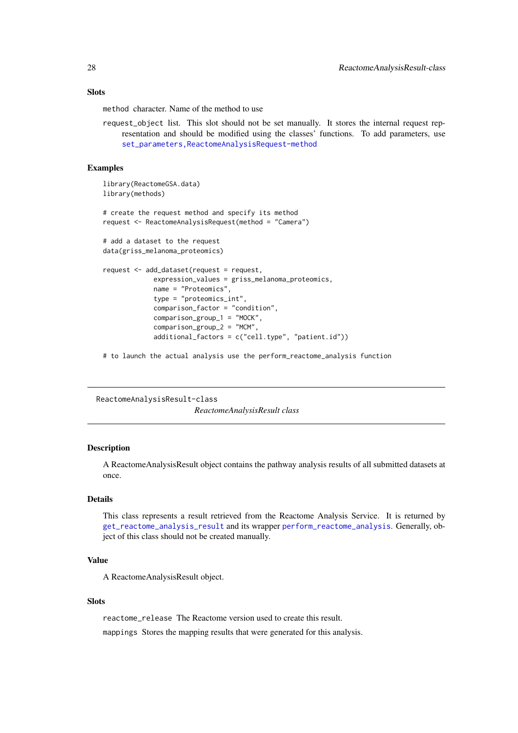### Slots

`method` character. Name of the method to use

`request_object` list. This slot should not be set manually. It stores the internal request representation and should be modified using the classes' functions. To add parameters, use `set_parameters,ReactomeAnalysisRequest-method`

### Examples

```
library(ReactomeGSA.data)
library(methods)

# create the request method and specify its method
request <- ReactomeAnalysisRequest(method = "Camera")

# add a dataset to the request
data(griss_melanoma_proteomics)

request <- add_dataset(request = request,
             expression_values = griss_melanoma_proteomics,
             name = "Proteomics",
             type = "proteomics_int",
             comparison_factor = "condition",
             comparison_group_1 = "MOCK",
             comparison_group_2 = "MCM",
             additional_factors = c("cell.type", "patient.id"))

# to launch the actual analysis use the perform_reactome_analysis function
```

---

## ReactomeAnalysisResult-class

*ReactomeAnalysisResult class*

---

### Description

A ReactomeAnalysisResult object contains the pathway analysis results of all submitted datasets at once.

### Details

This class represents a result retrieved from the Reactome Analysis Service. It is returned by `get_reactome_analysis_result` and its wrapper `perform_reactome_analysis`. Generally, object of this class should not be created manually.

### Value

A ReactomeAnalysisResult object.

### Slots

`reactome_release` The Reactome version used to create this result.

`mappings` Stores the mapping results that were generated for this analysis.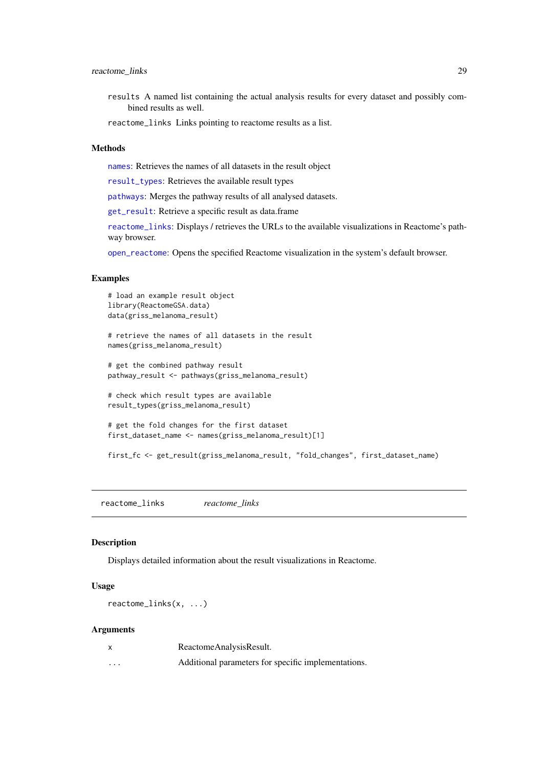results A named list containing the actual analysis results for every dataset and possibly combined results as well.

reactome_links Links pointing to reactome results as a list.

### Methods

names: Retrieves the names of all datasets in the result object

result_types: Retrieves the available result types

pathways: Merges the pathway results of all analysed datasets.

get_result: Retrieve a specific result as data.frame

reactome_links: Displays / retrieves the URLs to the available visualizations in Reactome's pathway browser.

open_reactome: Opens the specified Reactome visualization in the system's default browser.

### Examples

```
# load an example result object
library(ReactomeGSA.data)
data(griss_melanoma_result)

# retrieve the names of all datasets in the result
names(griss_melanoma_result)

# get the combined pathway result
pathway_result <- pathways(griss_melanoma_result)

# check which result types are available
result_types(griss_melanoma_result)

# get the fold changes for the first dataset
first_dataset_name <- names(griss_melanoma_result)[1]

first_fc <- get_result(griss_melanoma_result, "fold_changes", first_dataset_name)
```

---

## reactome_links *reactome_links*

### Description

Displays detailed information about the result visualizations in Reactome.

### Usage

```
reactome_links(x, ...)
```

### Arguments

| | |
|---|---|
| x | ReactomeAnalysisResult. |
| ... | Additional parameters for specific implementations. |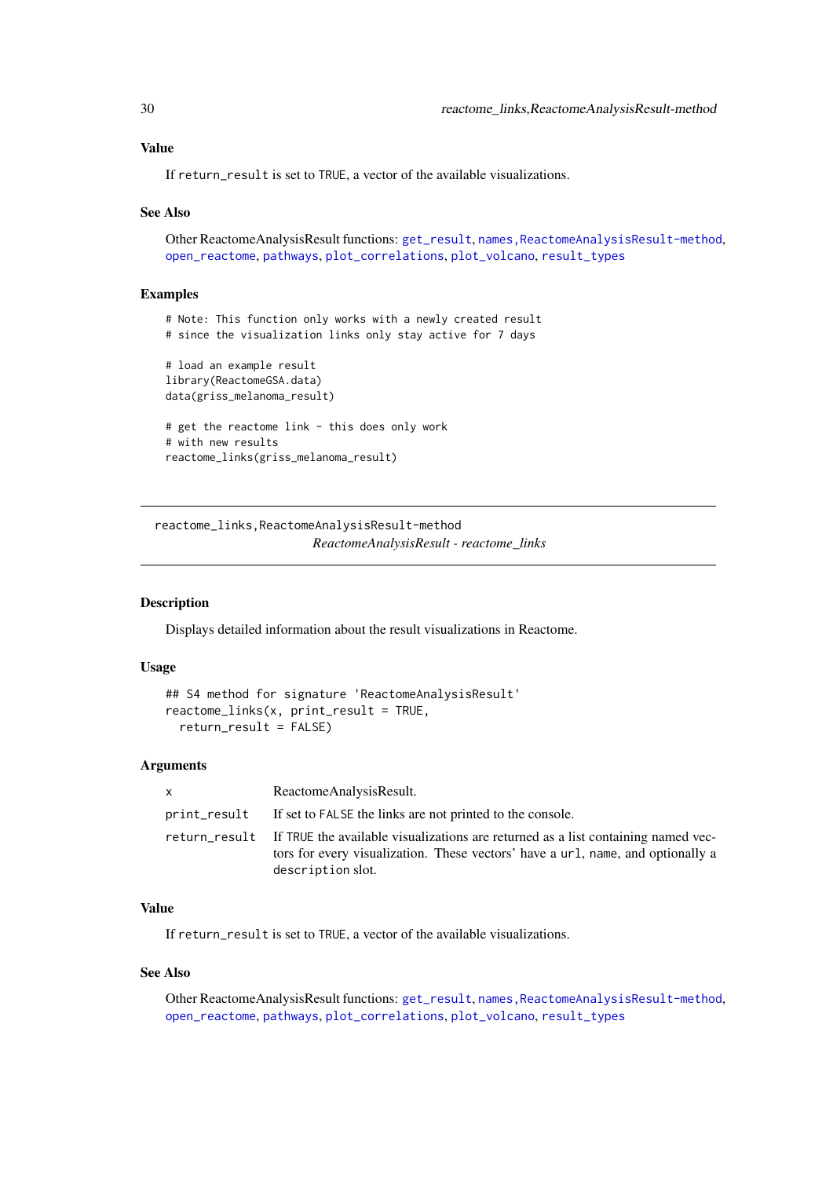### Value

If `return_result` is set to `TRUE`, a vector of the available visualizations.

### See Also

Other ReactomeAnalysisResult functions: `get_result`, `names,ReactomeAnalysisResult-method`, `open_reactome`, `pathways`, `plot_correlations`, `plot_volcano`, `result_types`

### Examples

```
# Note: This function only works with a newly created result
# since the visualization links only stay active for 7 days

# load an example result
library(ReactomeGSA.data)
data(griss_melanoma_result)

# get the reactome link - this does only work
# with new results
reactome_links(griss_melanoma_result)
```

---

## reactome_links,ReactomeAnalysisResult-method

*ReactomeAnalysisResult - reactome_links*

---

### Description

Displays detailed information about the result visualizations in Reactome.

### Usage

```
## S4 method for signature 'ReactomeAnalysisResult'
reactome_links(x, print_result = TRUE,
  return_result = FALSE)
```

### Arguments

| | |
|---|---|
| `x` | ReactomeAnalysisResult. |
| `print_result` | If set to `FALSE` the links are not printed to the console. |
| `return_result` | If `TRUE` the available visualizations are returned as a list containing named vectors for every visualization. These vectors' have a `url`, `name`, and optionally a `description` slot. |

### Value

If `return_result` is set to `TRUE`, a vector of the available visualizations.

### See Also

Other ReactomeAnalysisResult functions: `get_result`, `names,ReactomeAnalysisResult-method`, `open_reactome`, `pathways`, `plot_correlations`, `plot_volcano`, `result_types`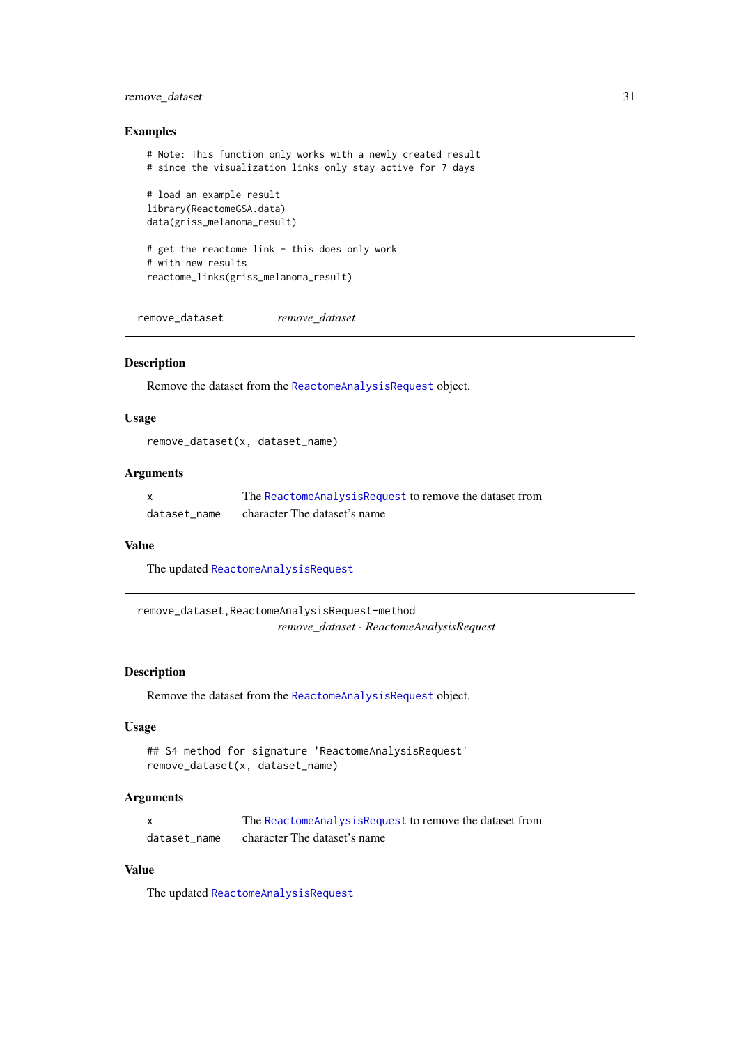### Examples

```
# Note: This function only works with a newly created result
# since the visualization links only stay active for 7 days

# load an example result
library(ReactomeGSA.data)
data(griss_melanoma_result)

# get the reactome link - this does only work
# with new results
reactome_links(griss_melanoma_result)
```

---

## remove_dataset *remove_dataset*

### Description

Remove the dataset from the ReactomeAnalysisRequest object.

### Usage

```
remove_dataset(x, dataset_name)
```

### Arguments

| | |
|---|---|
| x | The ReactomeAnalysisRequest to remove the dataset from |
| dataset_name | character The dataset's name |

### Value

The updated ReactomeAnalysisRequest

---

## remove_dataset,ReactomeAnalysisRequest-method *remove_dataset - ReactomeAnalysisRequest*

### Description

Remove the dataset from the ReactomeAnalysisRequest object.

### Usage

```
## S4 method for signature 'ReactomeAnalysisRequest'
remove_dataset(x, dataset_name)
```

### Arguments

| | |
|---|---|
| x | The ReactomeAnalysisRequest to remove the dataset from |
| dataset_name | character The dataset's name |

### Value

The updated ReactomeAnalysisRequest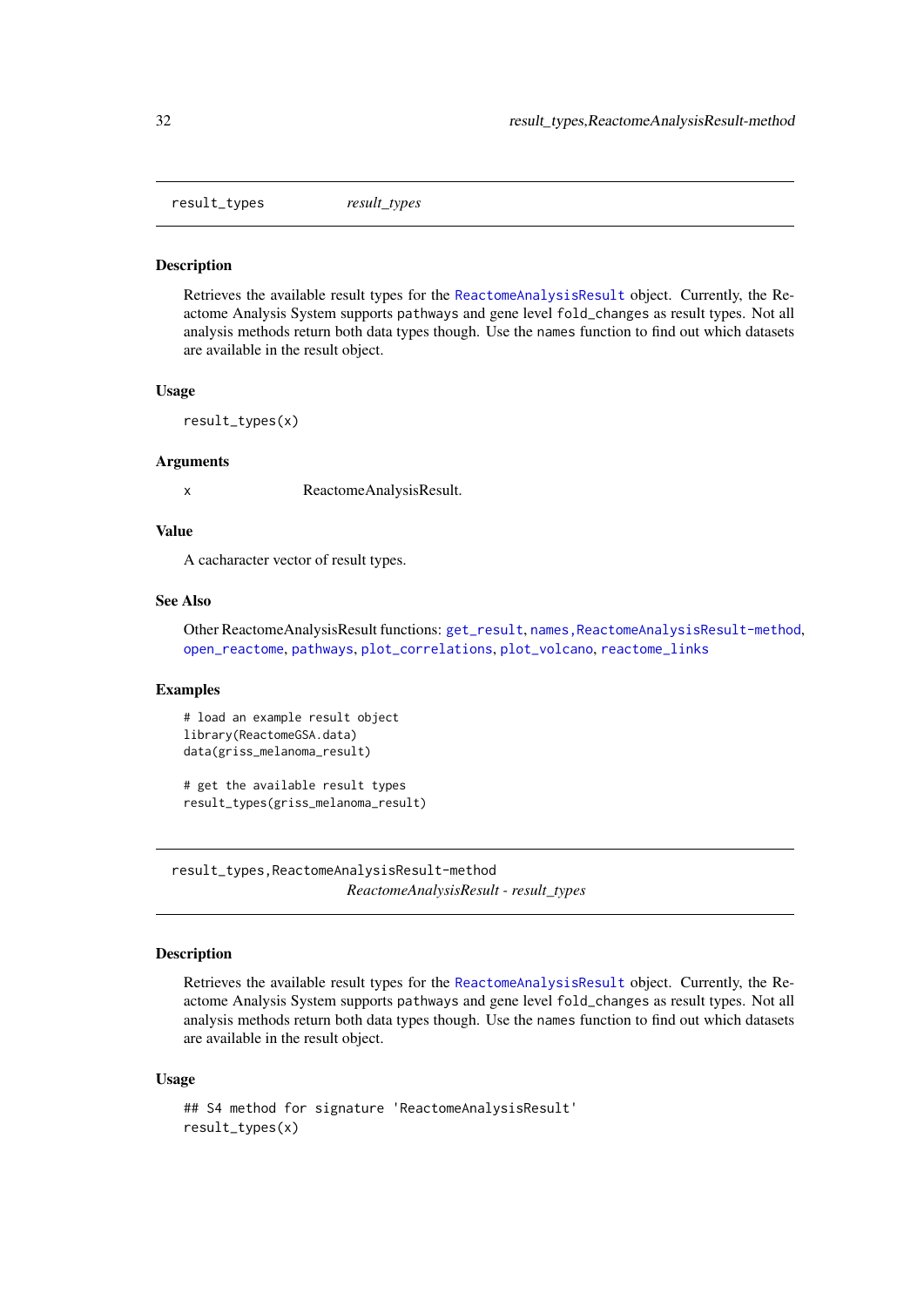## result_types — *result_types*

### Description

Retrieves the available result types for the ReactomeAnalysisResult object. Currently, the Reactome Analysis System supports `pathways` and gene level `fold_changes` as result types. Not all analysis methods return both data types though. Use the `names` function to find out which datasets are available in the result object.

### Usage

```
result_types(x)
```

### Arguments

| | |
|---|---|
| x | ReactomeAnalysisResult. |

### Value

A cacharacter vector of result types.

### See Also

Other ReactomeAnalysisResult functions: `get_result`, `names,ReactomeAnalysisResult-method`, `open_reactome`, `pathways`, `plot_correlations`, `plot_volcano`, `reactome_links`

### Examples

```
# load an example result object
library(ReactomeGSA.data)
data(griss_melanoma_result)

# get the available result types
result_types(griss_melanoma_result)
```

## result_types,ReactomeAnalysisResult-method — *ReactomeAnalysisResult - result_types*

### Description

Retrieves the available result types for the ReactomeAnalysisResult object. Currently, the Reactome Analysis System supports `pathways` and gene level `fold_changes` as result types. Not all analysis methods return both data types though. Use the `names` function to find out which datasets are available in the result object.

### Usage

```
## S4 method for signature 'ReactomeAnalysisResult'
result_types(x)
```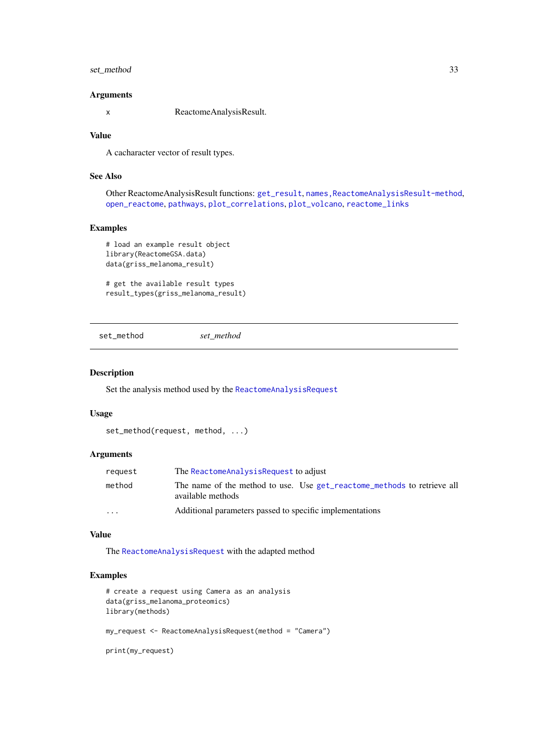### Arguments

| | |
|---|---|
| x | ReactomeAnalysisResult. |

### Value

A cacharacter vector of result types.

### See Also

Other ReactomeAnalysisResult functions: `get_result`, `names,ReactomeAnalysisResult-method`, `open_reactome`, `pathways`, `plot_correlations`, `plot_volcano`, `reactome_links`

### Examples

```
# load an example result object
library(ReactomeGSA.data)
data(griss_melanoma_result)

# get the available result types
result_types(griss_melanoma_result)
```

---

## set_method    *set_method*

---

### Description

Set the analysis method used by the `ReactomeAnalysisRequest`

### Usage

```
set_method(request, method, ...)
```

### Arguments

| | |
|---|---|
| request | The `ReactomeAnalysisRequest` to adjust |
| method | The name of the method to use. Use `get_reactome_methods` to retrieve all available methods |
| ... | Additional parameters passed to specific implementations |

### Value

The `ReactomeAnalysisRequest` with the adapted method

### Examples

```
# create a request using Camera as an analysis
data(griss_melanoma_proteomics)
library(methods)

my_request <- ReactomeAnalysisRequest(method = "Camera")

print(my_request)
```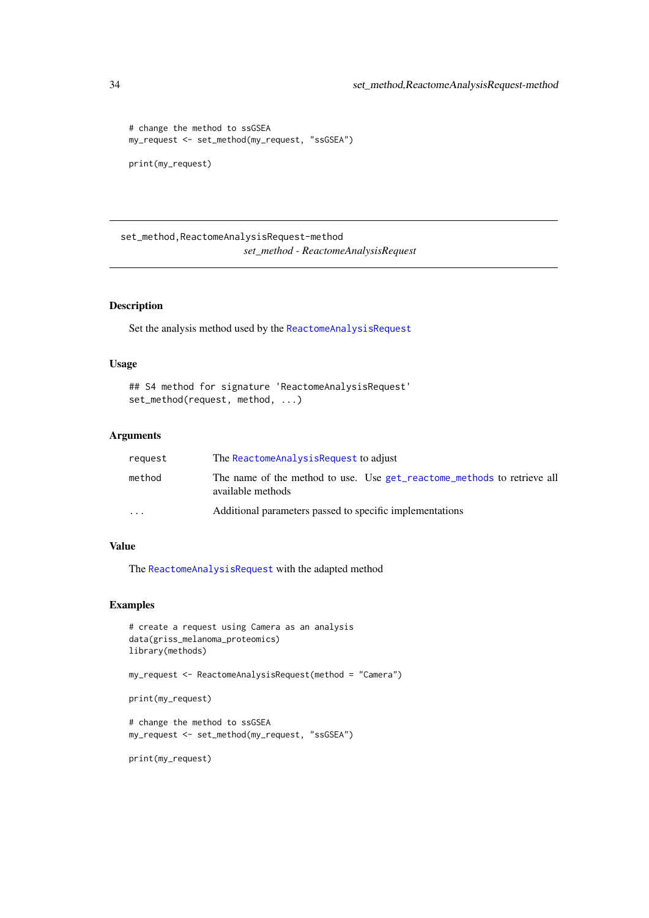```
# change the method to ssGSEA
my_request <- set_method(my_request, "ssGSEA")

print(my_request)
```

---

## set_method,ReactomeAnalysisRequest-method

*set_method - ReactomeAnalysisRequest*

---

### Description

Set the analysis method used by the `ReactomeAnalysisRequest`

### Usage

```
## S4 method for signature 'ReactomeAnalysisRequest'
set_method(request, method, ...)
```

### Arguments

| | |
|---|---|
| `request` | The `ReactomeAnalysisRequest` to adjust |
| `method` | The name of the method to use. Use `get_reactome_methods` to retrieve all available methods |
| `...` | Additional parameters passed to specific implementations |

### Value

The `ReactomeAnalysisRequest` with the adapted method

### Examples

```
# create a request using Camera as an analysis
data(griss_melanoma_proteomics)
library(methods)

my_request <- ReactomeAnalysisRequest(method = "Camera")

print(my_request)

# change the method to ssGSEA
my_request <- set_method(my_request, "ssGSEA")

print(my_request)
```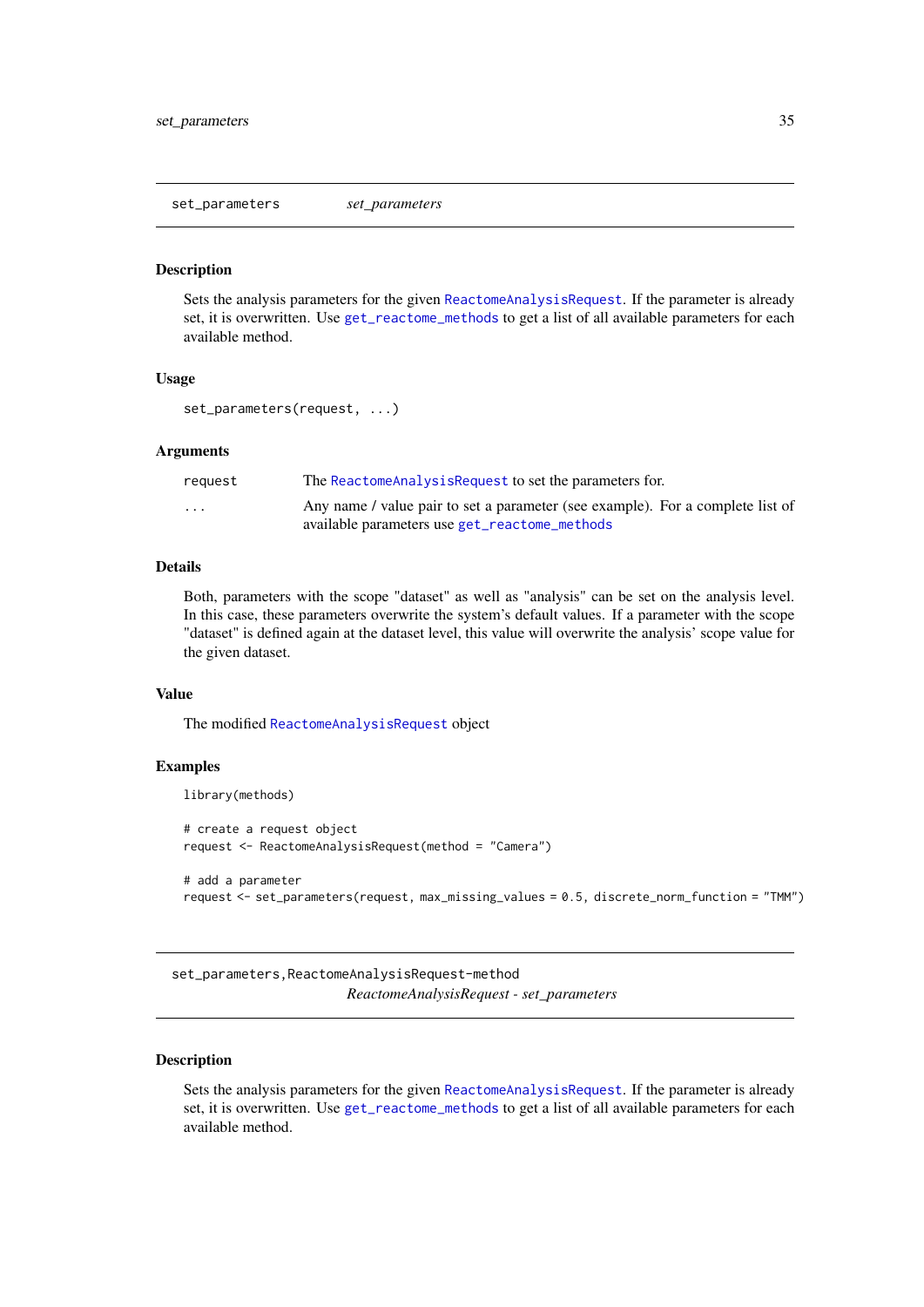## set_parameters *set_parameters*

### Description

Sets the analysis parameters for the given ReactomeAnalysisRequest. If the parameter is already set, it is overwritten. Use get_reactome_methods to get a list of all available parameters for each available method.

### Usage

```
set_parameters(request, ...)
```

### Arguments

| | |
|---|---|
| request | The ReactomeAnalysisRequest to set the parameters for. |
| ... | Any name / value pair to set a parameter (see example). For a complete list of available parameters use get_reactome_methods |

### Details

Both, parameters with the scope "dataset" as well as "analysis" can be set on the analysis level. In this case, these parameters overwrite the system's default values. If a parameter with the scope "dataset" is defined again at the dataset level, this value will overwrite the analysis' scope value for the given dataset.

### Value

The modified ReactomeAnalysisRequest object

### Examples

```
library(methods)

# create a request object
request <- ReactomeAnalysisRequest(method = "Camera")

# add a parameter
request <- set_parameters(request, max_missing_values = 0.5, discrete_norm_function = "TMM")
```

## set_parameters,ReactomeAnalysisRequest-method *ReactomeAnalysisRequest - set_parameters*

### Description

Sets the analysis parameters for the given ReactomeAnalysisRequest. If the parameter is already set, it is overwritten. Use get_reactome_methods to get a list of all available parameters for each available method.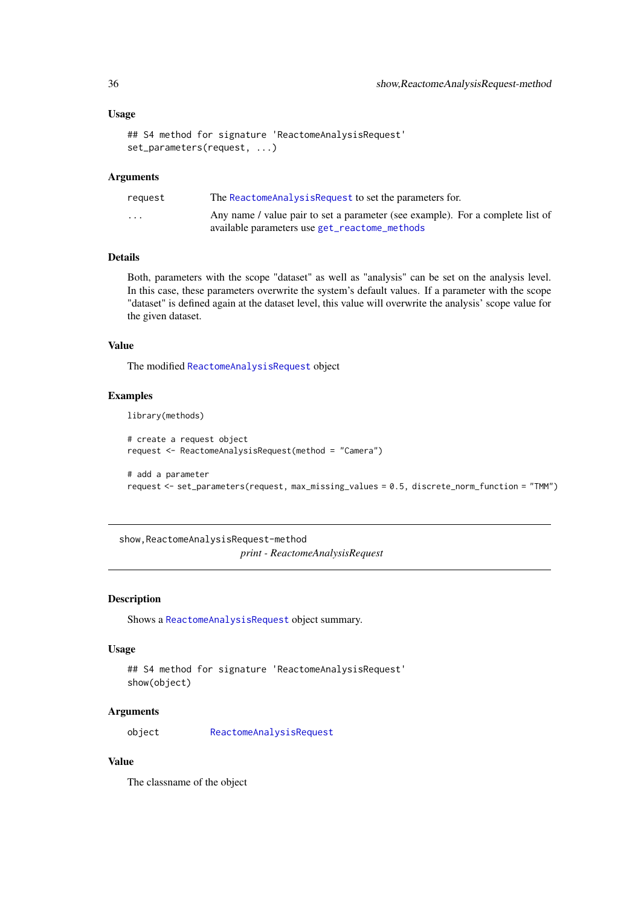### Usage

```
## S4 method for signature 'ReactomeAnalysisRequest'
set_parameters(request, ...)
```

### Arguments

| | |
|---|---|
| request | The ReactomeAnalysisRequest to set the parameters for. |
| ... | Any name / value pair to set a parameter (see example). For a complete list of available parameters use get_reactome_methods |

### Details

Both, parameters with the scope "dataset" as well as "analysis" can be set on the analysis level. In this case, these parameters overwrite the system's default values. If a parameter with the scope "dataset" is defined again at the dataset level, this value will overwrite the analysis' scope value for the given dataset.

### Value

The modified ReactomeAnalysisRequest object

### Examples

```
library(methods)

# create a request object
request <- ReactomeAnalysisRequest(method = "Camera")

# add a parameter
request <- set_parameters(request, max_missing_values = 0.5, discrete_norm_function = "TMM")
```

---

## show,ReactomeAnalysisRequest-method

*print - ReactomeAnalysisRequest*

---

### Description

Shows a ReactomeAnalysisRequest object summary.

### Usage

```
## S4 method for signature 'ReactomeAnalysisRequest'
show(object)
```

### Arguments

| | |
|---|---|
| object | ReactomeAnalysisRequest |

### Value

The classname of the object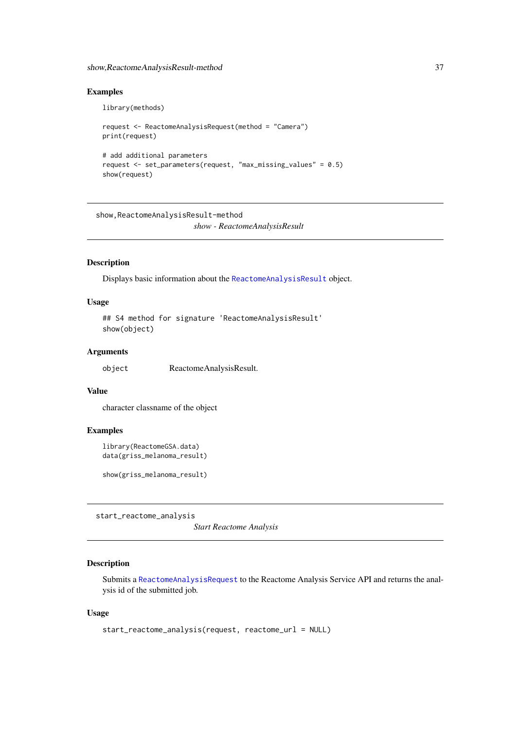### Examples

```
library(methods)

request <- ReactomeAnalysisRequest(method = "Camera")
print(request)

# add additional parameters
request <- set_parameters(request, "max_missing_values" = 0.5)
show(request)
```

---

## show,ReactomeAnalysisResult-method

*show - ReactomeAnalysisResult*

---

### Description

Displays basic information about the `ReactomeAnalysisResult` object.

### Usage

```
## S4 method for signature 'ReactomeAnalysisResult'
show(object)
```

### Arguments

| | |
|---|---|
| `object` | ReactomeAnalysisResult. |

### Value

character classname of the object

### Examples

```
library(ReactomeGSA.data)
data(griss_melanoma_result)

show(griss_melanoma_result)
```

---

## start_reactome_analysis

*Start Reactome Analysis*

---

### Description

Submits a `ReactomeAnalysisRequest` to the Reactome Analysis Service API and returns the analysis id of the submitted job.

### Usage

```
start_reactome_analysis(request, reactome_url = NULL)
```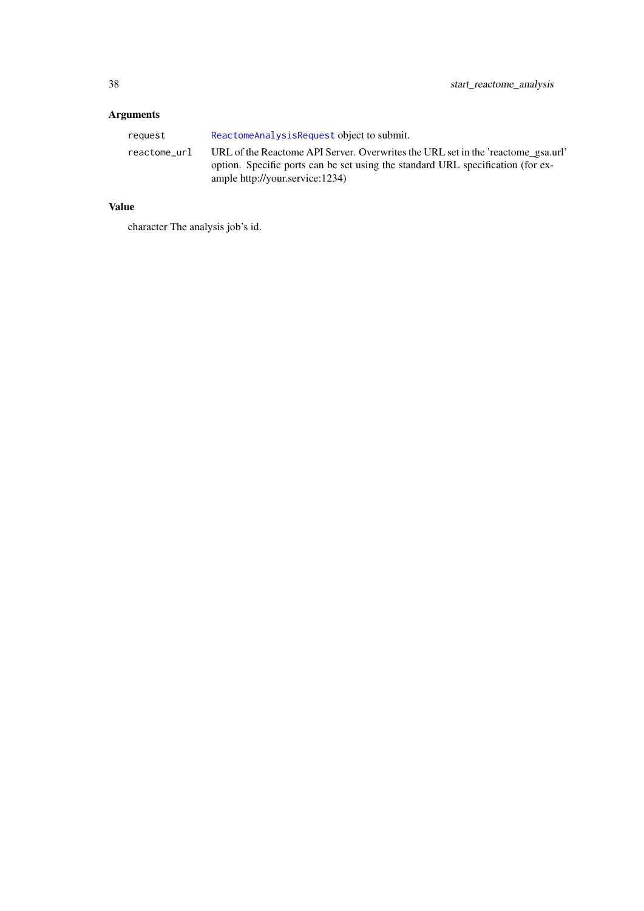## Arguments

| | |
|---|---|
| `request` | `ReactomeAnalysisRequest` object to submit. |
| `reactome_url` | URL of the Reactome API Server. Overwrites the URL set in the 'reactome_gsa.url' option. Specific ports can be set using the standard URL specification (for example http://your.service:1234) |

## Value

character The analysis job's id.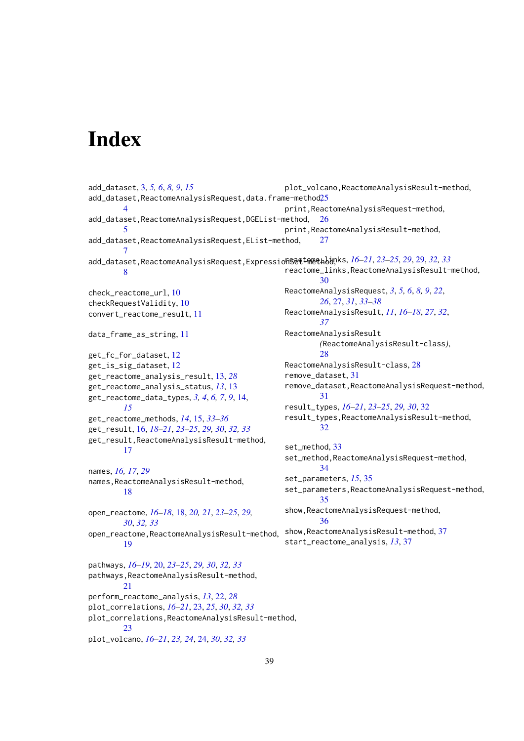# Index

add_dataset, 3, *5, 6*, *8, 9*, *15*
add_dataset,ReactomeAnalysisRequest,data.frame-method, 4
add_dataset,ReactomeAnalysisRequest,DGEList-method, 5
add_dataset,ReactomeAnalysisRequest,EList-method, 7
add_dataset,ReactomeAnalysisRequest,ExpressionSet-method, 8

check_reactome_url, 10
checkRequestValidity, 10
convert_reactome_result, 11

data_frame_as_string, 11

get_fc_for_dataset, 12
get_is_sig_dataset, 12
get_reactome_analysis_result, 13, *28*
get_reactome_analysis_status, *13*, 13
get_reactome_data_types, *3, 4*, *6, 7*, *9*, 14, *15*
get_reactome_methods, *14*, 15, *33–36*
get_result, 16, *18–21*, *23–25*, *29, 30*, *32, 33*
get_result,ReactomeAnalysisResult-method, 17

names, *16, 17*, *29*
names,ReactomeAnalysisResult-method, 18

open_reactome, *16–18*, 18, *20, 21*, *23–25*, *29, 30*, *32, 33*
open_reactome,ReactomeAnalysisResult-method, 19

pathways, *16–19*, 20, *23–25*, *29, 30*, *32, 33*
pathways,ReactomeAnalysisResult-method, 21
perform_reactome_analysis, *13*, 22, *28*
plot_correlations, *16–21*, 23, *25*, *30*, *32, 33*
plot_correlations,ReactomeAnalysisResult-method, 23
plot_volcano, *16–21*, *23, 24*, 24, *30*, *32, 33*
plot_volcano,ReactomeAnalysisResult-method, 25
print,ReactomeAnalysisRequest-method, 26
print,ReactomeAnalysisResult-method, 27

reactome_links, *16–21*, *23–25*, *29*, 29, *32, 33*
reactome_links,ReactomeAnalysisResult-method, 30
ReactomeAnalysisRequest, *3*, *5, 6*, *8, 9*, *22*, *26*, 27, *31*, *33–38*
ReactomeAnalysisResult, *11*, *16–18*, *27*, *32*, *37*
ReactomeAnalysisResult *(ReactomeAnalysisResult-class)*, 28
ReactomeAnalysisResult-class, 28
remove_dataset, 31
remove_dataset,ReactomeAnalysisRequest-method, 31
result_types, *16–21*, *23–25*, *29, 30*, 32
result_types,ReactomeAnalysisResult-method, 32

set_method, 33
set_method,ReactomeAnalysisRequest-method, 34
set_parameters, *15*, 35
set_parameters,ReactomeAnalysisRequest-method, 35
show,ReactomeAnalysisRequest-method, 36
show,ReactomeAnalysisResult-method, 37
start_reactome_analysis, *13*, 37